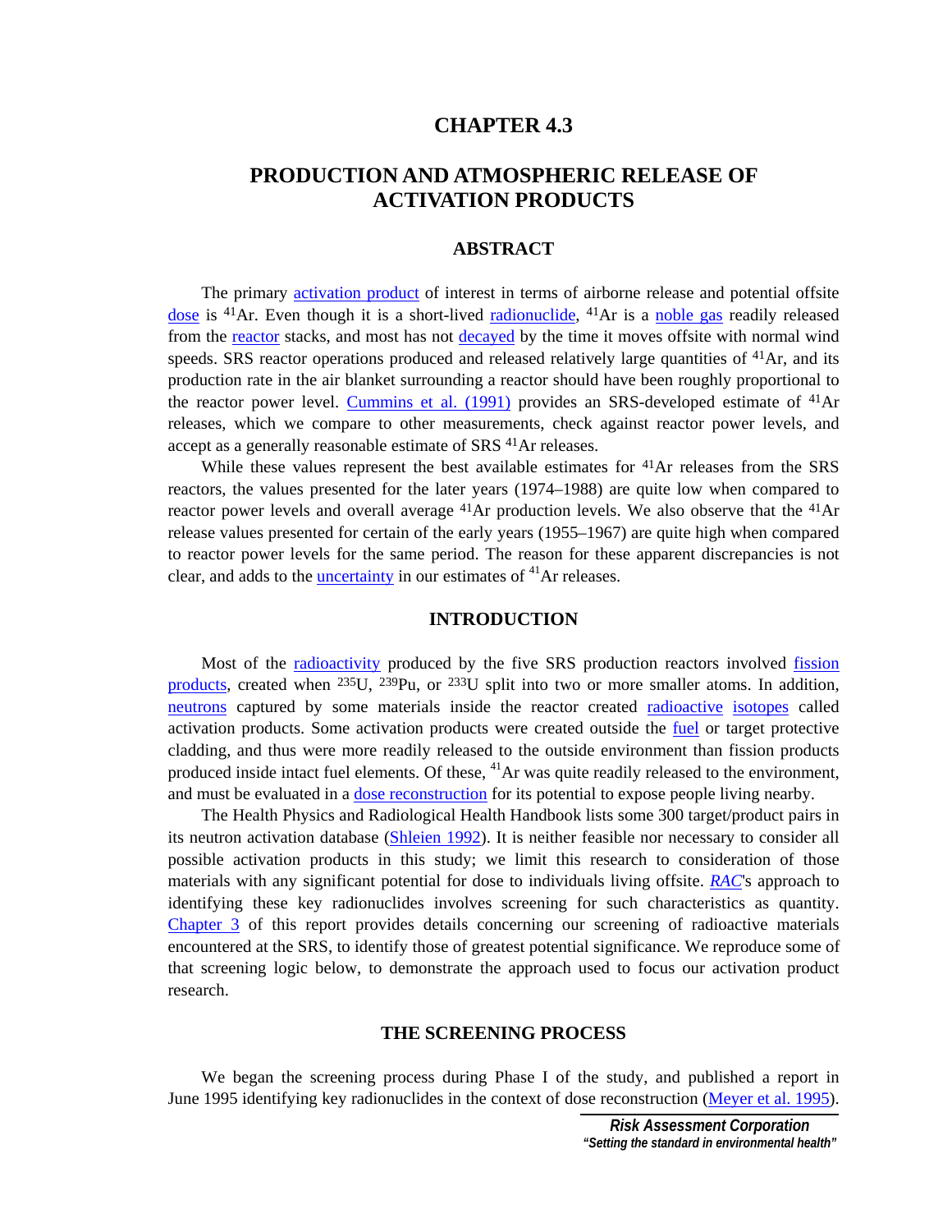# CHAPTER 4.3

## PRODUCTION AND ATMOSPHERIC RELEASE OF ACTIVATION PRODUCTS

### ABSTRACT

The primary activation product of interest in terms of airborne release and potential offsite dose is $^{41}$Ar. Even though it is a short-lived radionuclide, $^{41}$Ar is a noble gas readily released from the reactor stacks, and most has not decayed by the time it moves offsite with normal wind speeds. SRS reactor operations produced and released relatively large quantities of $^{41}$Ar, and its production rate in the air blanket surrounding a reactor should have been roughly proportional to the reactor power level. Cummins et al. (1991) provides an SRS-developed estimate of $^{41}$Ar releases, which we compare to other measurements, check against reactor power levels, and accept as a generally reasonable estimate of SRS $^{41}$Ar releases.

While these values represent the best available estimates for $^{41}$Ar releases from the SRS reactors, the values presented for the later years (1974–1988) are quite low when compared to reactor power levels and overall average $^{41}$Ar production levels. We also observe that the $^{41}$Ar release values presented for certain of the early years (1955–1967) are quite high when compared to reactor power levels for the same period. The reason for these apparent discrepancies is not clear, and adds to the uncertainty in our estimates of $^{41}$Ar releases.

### INTRODUCTION

Most of the radioactivity produced by the five SRS production reactors involved fission products, created when $^{235}$U, $^{239}$Pu, or $^{233}$U split into two or more smaller atoms. In addition, neutrons captured by some materials inside the reactor created radioactive isotopes called activation products. Some activation products were created outside the fuel or target protective cladding, and thus were more readily released to the outside environment than fission products produced inside intact fuel elements. Of these, $^{41}$Ar was quite readily released to the environment, and must be evaluated in a dose reconstruction for its potential to expose people living nearby.

The Health Physics and Radiological Health Handbook lists some 300 target/product pairs in its neutron activation database (Shleien 1992). It is neither feasible nor necessary to consider all possible activation products in this study; we limit this research to consideration of those materials with any significant potential for dose to individuals living offsite. *RAC*'s approach to identifying these key radionuclides involves screening for such characteristics as quantity. Chapter 3 of this report provides details concerning our screening of radioactive materials encountered at the SRS, to identify those of greatest potential significance. We reproduce some of that screening logic below, to demonstrate the approach used to focus our activation product research.

### THE SCREENING PROCESS

We began the screening process during Phase I of the study, and published a report in June 1995 identifying key radionuclides in the context of dose reconstruction (Meyer et al. 1995).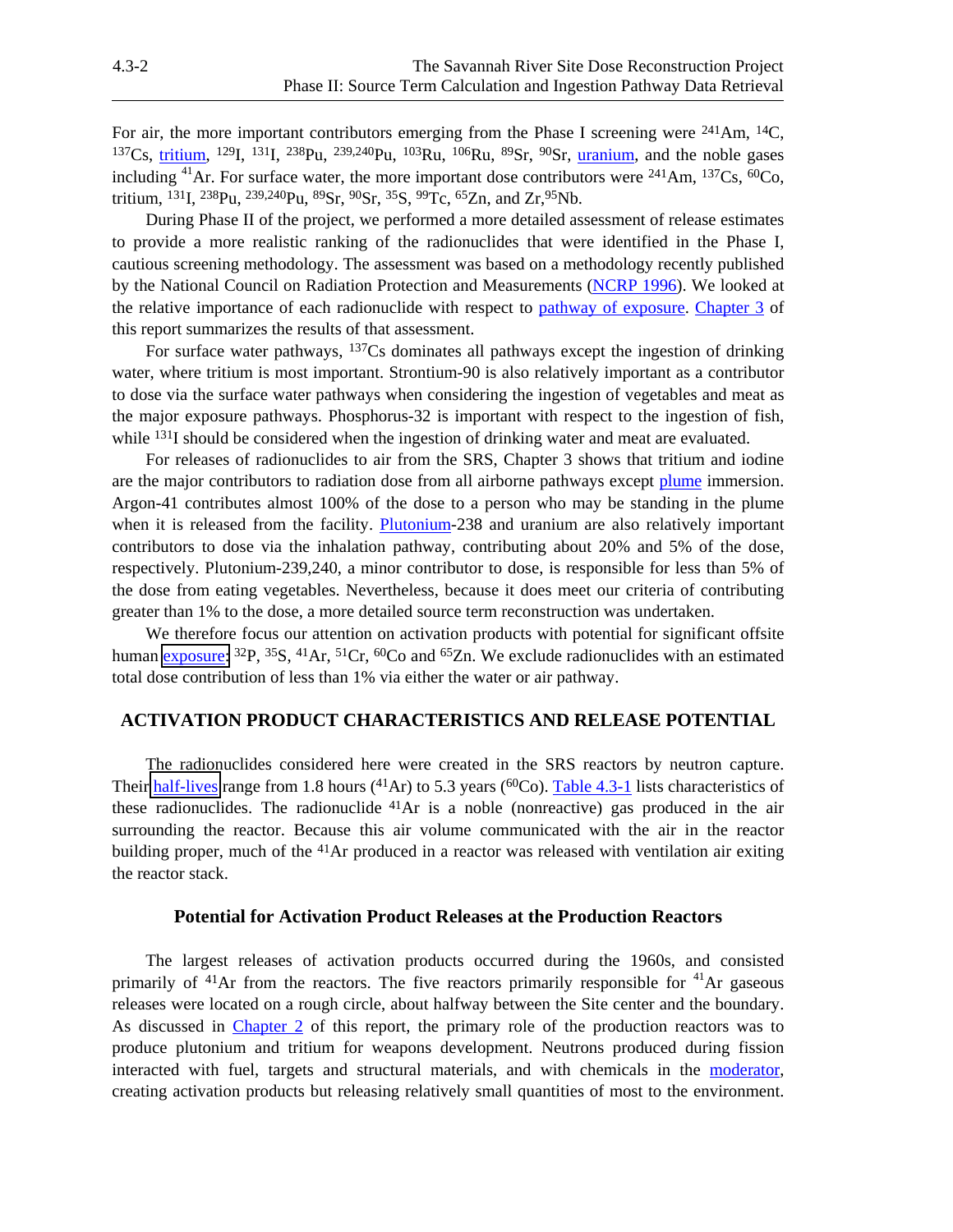For air, the more important contributors emerging from the Phase I screening were $^{241}$Am, $^{14}$C, $^{137}$Cs, tritium, $^{129}$I, $^{131}$I, $^{238}$Pu, $^{239,240}$Pu, $^{103}$Ru, $^{106}$Ru, $^{89}$Sr, $^{90}$Sr, uranium, and the noble gases including $^{41}$Ar. For surface water, the more important dose contributors were $^{241}$Am, $^{137}$Cs, $^{60}$Co, tritium, $^{131}$I, $^{238}$Pu, $^{239,240}$Pu, $^{89}$Sr, $^{90}$Sr, $^{35}$S, $^{99}$Tc, $^{65}$Zn, and Zr,$^{95}$Nb.

During Phase II of the project, we performed a more detailed assessment of release estimates to provide a more realistic ranking of the radionuclides that were identified in the Phase I, cautious screening methodology. The assessment was based on a methodology recently published by the National Council on Radiation Protection and Measurements (NCRP 1996). We looked at the relative importance of each radionuclide with respect to pathway of exposure. Chapter 3 of this report summarizes the results of that assessment.

For surface water pathways, $^{137}$Cs dominates all pathways except the ingestion of drinking water, where tritium is most important. Strontium-90 is also relatively important as a contributor to dose via the surface water pathways when considering the ingestion of vegetables and meat as the major exposure pathways. Phosphorus-32 is important with respect to the ingestion of fish, while $^{131}$I should be considered when the ingestion of drinking water and meat are evaluated.

For releases of radionuclides to air from the SRS, Chapter 3 shows that tritium and iodine are the major contributors to radiation dose from all airborne pathways except plume immersion. Argon-41 contributes almost 100% of the dose to a person who may be standing in the plume when it is released from the facility. Plutonium-238 and uranium are also relatively important contributors to dose via the inhalation pathway, contributing about 20% and 5% of the dose, respectively. Plutonium-239,240, a minor contributor to dose, is responsible for less than 5% of the dose from eating vegetables. Nevertheless, because it does meet our criteria of contributing greater than 1% to the dose, a more detailed source term reconstruction was undertaken.

We therefore focus our attention on activation products with potential for significant offsite human exposure: $^{32}$P, $^{35}$S, $^{41}$Ar, $^{51}$Cr, $^{60}$Co and $^{65}$Zn. We exclude radionuclides with an estimated total dose contribution of less than 1% via either the water or air pathway.

## ACTIVATION PRODUCT CHARACTERISTICS AND RELEASE POTENTIAL

The radionuclides considered here were created in the SRS reactors by neutron capture. Their half-lives range from 1.8 hours ($^{41}$Ar) to 5.3 years ($^{60}$Co). Table 4.3-1 lists characteristics of these radionuclides. The radionuclide $^{41}$Ar is a noble (nonreactive) gas produced in the air surrounding the reactor. Because this air volume communicated with the air in the reactor building proper, much of the $^{41}$Ar produced in a reactor was released with ventilation air exiting the reactor stack.

### Potential for Activation Product Releases at the Production Reactors

The largest releases of activation products occurred during the 1960s, and consisted primarily of $^{41}$Ar from the reactors. The five reactors primarily responsible for $^{41}$Ar gaseous releases were located on a rough circle, about halfway between the Site center and the boundary. As discussed in Chapter 2 of this report, the primary role of the production reactors was to produce plutonium and tritium for weapons development. Neutrons produced during fission interacted with fuel, targets and structural materials, and with chemicals in the moderator, creating activation products but releasing relatively small quantities of most to the environment.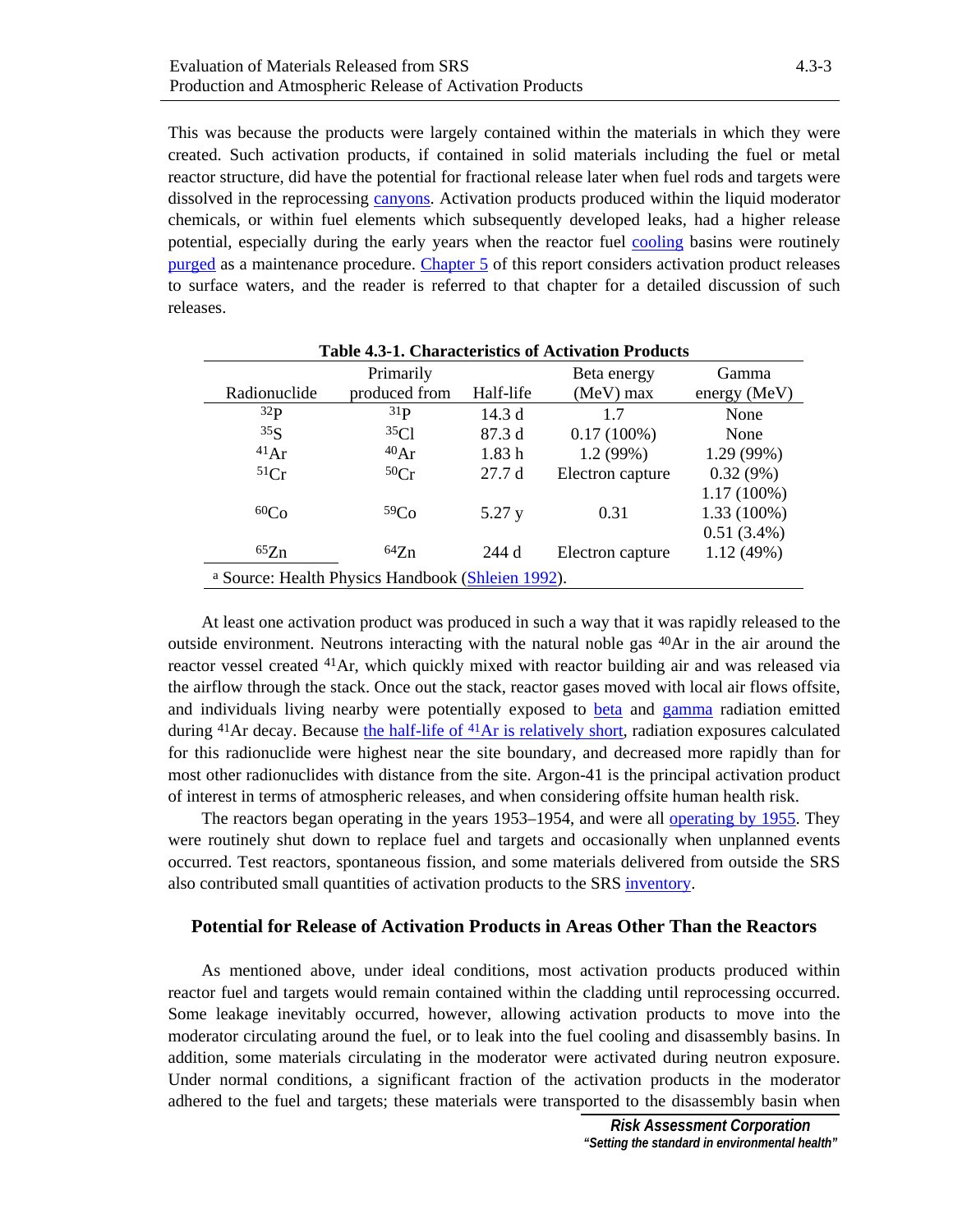This was because the products were largely contained within the materials in which they were created. Such activation products, if contained in solid materials including the fuel or metal reactor structure, did have the potential for fractional release later when fuel rods and targets were dissolved in the reprocessing canyons. Activation products produced within the liquid moderator chemicals, or within fuel elements which subsequently developed leaks, had a higher release potential, especially during the early years when the reactor fuel cooling basins were routinely purged as a maintenance procedure. Chapter 5 of this report considers activation product releases to surface waters, and the reader is referred to that chapter for a detailed discussion of such releases.

**Table 4.3-1. Characteristics of Activation Products**

| Radionuclide | Primarily produced from | Half-life | Beta energy (MeV) max | Gamma energy (MeV) |
|---|---|---|---|---|
| $^{32}P$ | $^{31}P$ | 14.3 d | 1.7 | None |
| $^{35}S$ | $^{35}Cl$ | 87.3 d | 0.17 (100%) | None |
| $^{41}Ar$ | $^{40}Ar$ | 1.83 h | 1.2 (99%) | 1.29 (99%) |
| $^{51}Cr$ | $^{50}Cr$ | 27.7 d | Electron capture | 0.32 (9%) |
| $^{60}Co$ | $^{59}Co$ | 5.27 y | 0.31 | 1.17 (100%) 1.33 (100%) |
| $^{65}Zn$ | $^{64}Zn$ | 244 d | Electron capture | 0.51 (3.4%) 1.12 (49%) |

[a] Source: Health Physics Handbook (Shleien 1992).

At least one activation product was produced in such a way that it was rapidly released to the outside environment. Neutrons interacting with the natural noble gas $^{40}Ar$ in the air around the reactor vessel created $^{41}Ar$, which quickly mixed with reactor building air and was released via the airflow through the stack. Once out the stack, reactor gases moved with local air flows offsite, and individuals living nearby were potentially exposed to beta and gamma radiation emitted during $^{41}Ar$ decay. Because the half-life of $^{41}Ar$ is relatively short, radiation exposures calculated for this radionuclide were highest near the site boundary, and decreased more rapidly than for most other radionuclides with distance from the site. Argon-41 is the principal activation product of interest in terms of atmospheric releases, and when considering offsite human health risk.

The reactors began operating in the years 1953–1954, and were all operating by 1955. They were routinely shut down to replace fuel and targets and occasionally when unplanned events occurred. Test reactors, spontaneous fission, and some materials delivered from outside the SRS also contributed small quantities of activation products to the SRS inventory.

## Potential for Release of Activation Products in Areas Other Than the Reactors

As mentioned above, under ideal conditions, most activation products produced within reactor fuel and targets would remain contained within the cladding until reprocessing occurred. Some leakage inevitably occurred, however, allowing activation products to move into the moderator circulating around the fuel, or to leak into the fuel cooling and disassembly basins. In addition, some materials circulating in the moderator were activated during neutron exposure. Under normal conditions, a significant fraction of the activation products in the moderator adhered to the fuel and targets; these materials were transported to the disassembly basin when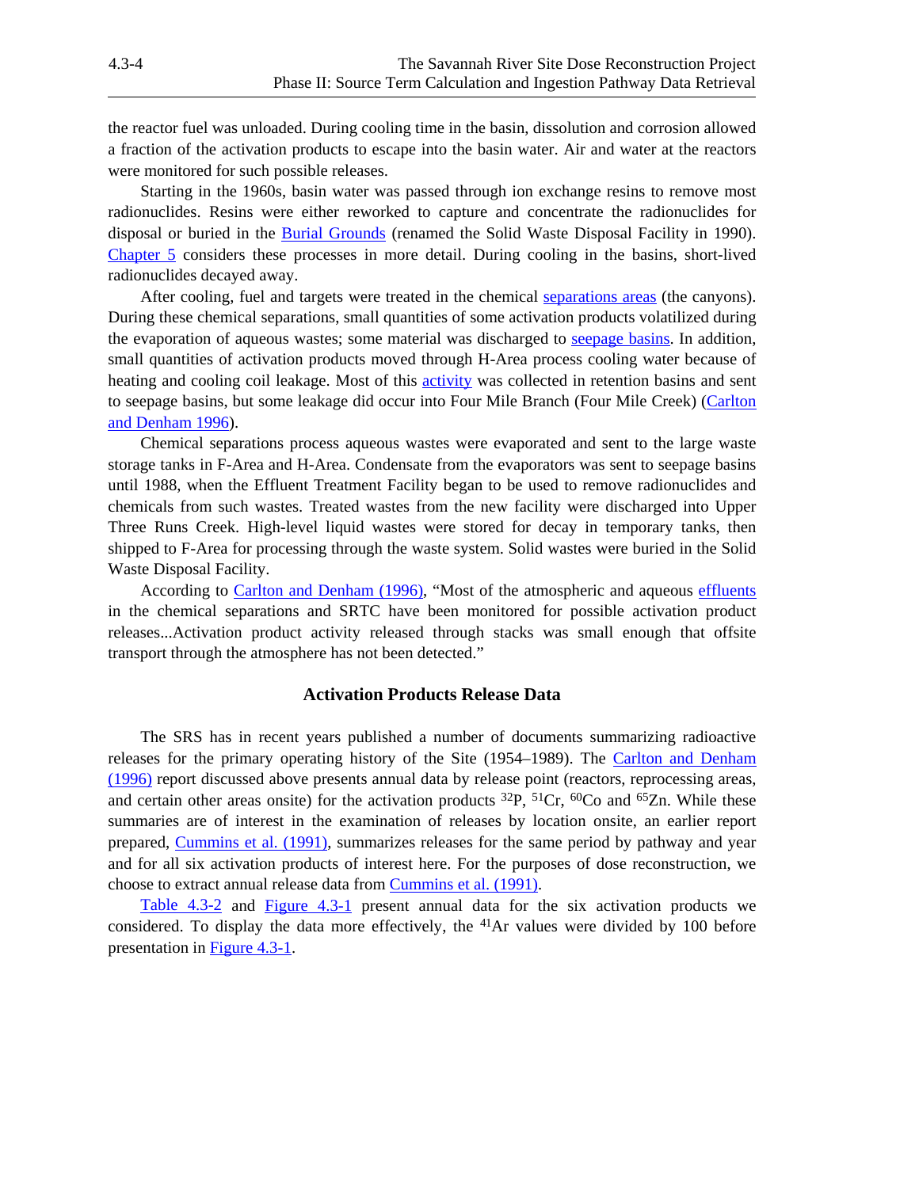the reactor fuel was unloaded. During cooling time in the basin, dissolution and corrosion allowed a fraction of the activation products to escape into the basin water. Air and water at the reactors were monitored for such possible releases.

Starting in the 1960s, basin water was passed through ion exchange resins to remove most radionuclides. Resins were either reworked to capture and concentrate the radionuclides for disposal or buried in the Burial Grounds (renamed the Solid Waste Disposal Facility in 1990). Chapter 5 considers these processes in more detail. During cooling in the basins, short-lived radionuclides decayed away.

After cooling, fuel and targets were treated in the chemical separations areas (the canyons). During these chemical separations, small quantities of some activation products volatilized during the evaporation of aqueous wastes; some material was discharged to seepage basins. In addition, small quantities of activation products moved through H-Area process cooling water because of heating and cooling coil leakage. Most of this activity was collected in retention basins and sent to seepage basins, but some leakage did occur into Four Mile Branch (Four Mile Creek) (Carlton and Denham 1996).

Chemical separations process aqueous wastes were evaporated and sent to the large waste storage tanks in F-Area and H-Area. Condensate from the evaporators was sent to seepage basins until 1988, when the Effluent Treatment Facility began to be used to remove radionuclides and chemicals from such wastes. Treated wastes from the new facility were discharged into Upper Three Runs Creek. High-level liquid wastes were stored for decay in temporary tanks, then shipped to F-Area for processing through the waste system. Solid wastes were buried in the Solid Waste Disposal Facility.

According to Carlton and Denham (1996), "Most of the atmospheric and aqueous effluents in the chemical separations and SRTC have been monitored for possible activation product releases...Activation product activity released through stacks was small enough that offsite transport through the atmosphere has not been detected."

### Activation Products Release Data

The SRS has in recent years published a number of documents summarizing radioactive releases for the primary operating history of the Site (1954–1989). The Carlton and Denham (1996) report discussed above presents annual data by release point (reactors, reprocessing areas, and certain other areas onsite) for the activation products $^{32}$P, $^{51}$Cr, $^{60}$Co and $^{65}$Zn. While these summaries are of interest in the examination of releases by location onsite, an earlier report prepared, Cummins et al. (1991), summarizes releases for the same period by pathway and year and for all six activation products of interest here. For the purposes of dose reconstruction, we choose to extract annual release data from Cummins et al. (1991).

Table 4.3-2 and Figure 4.3-1 present annual data for the six activation products we considered. To display the data more effectively, the $^{41}$Ar values were divided by 100 before presentation in Figure 4.3-1.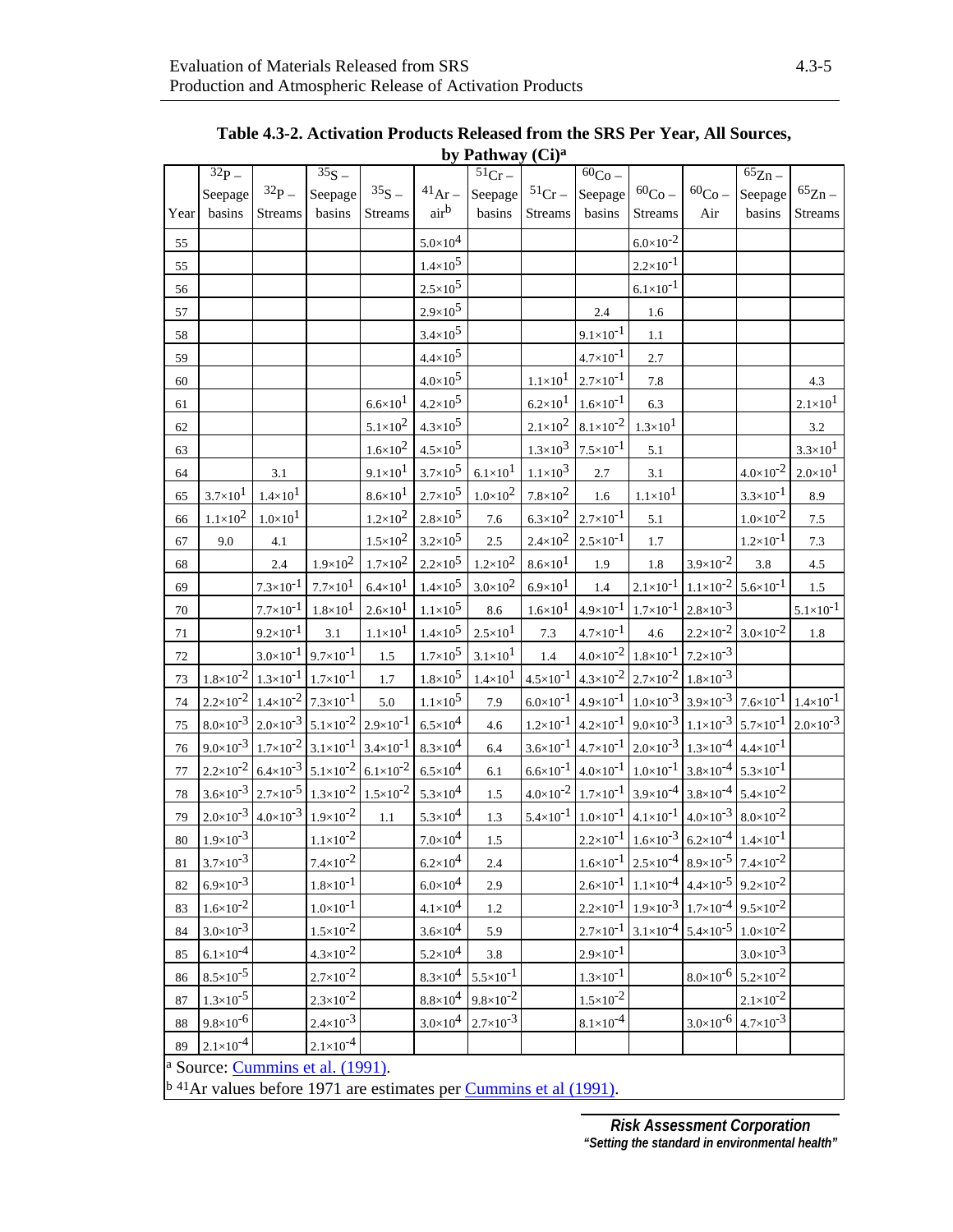**Table 4.3-2. Activation Products Released from the SRS Per Year, All Sources, by Pathway (Ci)[a]**

| Year | $^{32}P$ – Seepage basins | $^{32}P$ – Streams | $^{35}S$ – Seepage basins | $^{35}S$ – Streams | $^{41}Ar$ – air[b] | $^{51}Cr$ – Seepage basins | $^{51}Cr$ – Streams | $^{60}Co$ – Seepage basins | $^{60}Co$ – Streams | $^{60}Co$ – Air | $^{65}Zn$ – Seepage basins | $^{65}Zn$ – Streams |
|---|---|---|---|---|---|---|---|---|---|---|---|---|
| 55 | | | | | $5.0\times10^{4}$ | | | | $6.0\times10^{-2}$ | | | |
| 55 | | | | | $1.4\times10^{5}$ | | | | $2.2\times10^{-1}$ | | | |
| 56 | | | | | $2.5\times10^{5}$ | | | | $6.1\times10^{-1}$ | | | |
| 57 | | | | | $2.9\times10^{5}$ | | | 2.4 | 1.6 | | | |
| 58 | | | | | $3.4\times10^{5}$ | | | $9.1\times10^{-1}$ | 1.1 | | | |
| 59 | | | | | $4.4\times10^{5}$ | | | $4.7\times10^{-1}$ | 2.7 | | | |
| 60 | | | | | $4.0\times10^{5}$ | | $1.1\times10^{1}$ | $2.7\times10^{-1}$ | 7.8 | | | 4.3 |
| 61 | | | | $6.6\times10^{1}$ | $4.2\times10^{5}$ | | $6.2\times10^{1}$ | $1.6\times10^{-1}$ | 6.3 | | | $2.1\times10^{1}$ |
| 62 | | | | $5.1\times10^{2}$ | $4.3\times10^{5}$ | | $2.1\times10^{2}$ | $8.1\times10^{-2}$ | $1.3\times10^{1}$ | | | 3.2 |
| 63 | | | | $1.6\times10^{2}$ | $4.5\times10^{5}$ | | $1.3\times10^{3}$ | $7.5\times10^{-1}$ | 5.1 | | | $3.3\times10^{1}$ |
| 64 | | 3.1 | | $9.1\times10^{1}$ | $3.7\times10^{5}$ | $6.1\times10^{1}$ | $1.1\times10^{3}$ | 2.7 | 3.1 | | $4.0\times10^{-2}$ | $2.0\times10^{1}$ |
| 65 | $3.7\times10^{1}$ | $1.4\times10^{1}$ | | $8.6\times10^{1}$ | $2.7\times10^{5}$ | $1.0\times10^{2}$ | $7.8\times10^{2}$ | 1.6 | $1.1\times10^{1}$ | | $3.3\times10^{-1}$ | 8.9 |
| 66 | $1.1\times10^{2}$ | $1.0\times10^{1}$ | | $1.2\times10^{2}$ | $2.8\times10^{5}$ | 7.6 | $6.3\times10^{2}$ | $2.7\times10^{-1}$ | 5.1 | | $1.0\times10^{-2}$ | 7.5 |
| 67 | 9.0 | 4.1 | | $1.5\times10^{2}$ | $3.2\times10^{5}$ | 2.5 | $2.4\times10^{2}$ | $2.5\times10^{-1}$ | 1.7 | | $1.2\times10^{-1}$ | 7.3 |
| 68 | | 2.4 | $1.9\times10^{2}$ | $1.7\times10^{2}$ | $2.2\times10^{5}$ | $1.2\times10^{2}$ | $8.6\times10^{1}$ | 1.9 | 1.8 | $3.9\times10^{-2}$ | 3.8 | 4.5 |
| 69 | | $7.3\times10^{-1}$ | $7.7\times10^{1}$ | $6.4\times10^{1}$ | $1.4\times10^{5}$ | $3.0\times10^{2}$ | $6.9\times10^{1}$ | 1.4 | $2.1\times10^{-1}$ | $1.1\times10^{-2}$ | $5.6\times10^{-1}$ | 1.5 |
| 70 | | $7.7\times10^{-1}$ | $1.8\times10^{1}$ | $2.6\times10^{1}$ | $1.1\times10^{5}$ | 8.6 | $1.6\times10^{1}$ | $4.9\times10^{-1}$ | $1.7\times10^{-1}$ | $2.8\times10^{-3}$ | | $5.1\times10^{-1}$ |
| 71 | | $9.2\times10^{-1}$ | 3.1 | $1.1\times10^{1}$ | $1.4\times10^{5}$ | $2.5\times10^{1}$ | 7.3 | $4.7\times10^{-1}$ | 4.6 | $2.2\times10^{-2}$ | $3.0\times10^{-2}$ | 1.8 |
| 72 | | $3.0\times10^{-1}$ | $9.7\times10^{-1}$ | 1.5 | $1.7\times10^{5}$ | $3.1\times10^{1}$ | 1.4 | $4.0\times10^{-2}$ | $1.8\times10^{-1}$ | $7.2\times10^{-3}$ | | |
| 73 | $1.8\times10^{-2}$ | $1.3\times10^{-1}$ | $1.7\times10^{-1}$ | 1.7 | $1.8\times10^{5}$ | $1.4\times10^{1}$ | $4.5\times10^{-1}$ | $4.3\times10^{-2}$ | $2.7\times10^{-2}$ | $1.8\times10^{-3}$ | | |
| 74 | $2.2\times10^{-2}$ | $1.4\times10^{-2}$ | $7.3\times10^{-1}$ | 5.0 | $1.1\times10^{5}$ | 7.9 | $6.0\times10^{-1}$ | $4.9\times10^{-1}$ | $1.0\times10^{-3}$ | $3.9\times10^{-3}$ | $7.6\times10^{-1}$ | $1.4\times10^{-1}$ |
| 75 | $8.0\times10^{-3}$ | $2.0\times10^{-3}$ | $5.1\times10^{-2}$ | $2.9\times10^{-1}$ | $6.5\times10^{4}$ | 4.6 | $1.2\times10^{-1}$ | $4.2\times10^{-1}$ | $9.0\times10^{-3}$ | $1.1\times10^{-3}$ | $5.7\times10^{-1}$ | $2.0\times10^{-3}$ |
| 76 | $9.0\times10^{-3}$ | $1.7\times10^{-2}$ | $3.1\times10^{-1}$ | $3.4\times10^{-1}$ | $8.3\times10^{4}$ | 6.4 | $3.6\times10^{-1}$ | $4.7\times10^{-1}$ | $2.0\times10^{-3}$ | $1.3\times10^{-4}$ | $4.4\times10^{-1}$ | |
| 77 | $2.2\times10^{-2}$ | $6.4\times10^{-3}$ | $5.1\times10^{-2}$ | $6.1\times10^{-2}$ | $6.5\times10^{4}$ | 6.1 | $6.6\times10^{-1}$ | $4.0\times10^{-1}$ | $1.0\times10^{-1}$ | $3.8\times10^{-4}$ | $5.3\times10^{-1}$ | |
| 78 | $3.6\times10^{-3}$ | $2.7\times10^{-5}$ | $1.3\times10^{-2}$ | $1.5\times10^{-2}$ | $5.3\times10^{4}$ | 1.5 | $4.0\times10^{-2}$ | $1.7\times10^{-1}$ | $3.9\times10^{-4}$ | $3.8\times10^{-4}$ | $5.4\times10^{-2}$ | |
| 79 | $2.0\times10^{-3}$ | $4.0\times10^{-3}$ | $1.9\times10^{-2}$ | 1.1 | $5.3\times10^{4}$ | 1.3 | $5.4\times10^{-1}$ | $1.0\times10^{-1}$ | $4.1\times10^{-1}$ | $4.0\times10^{-3}$ | $8.0\times10^{-2}$ | |
| 80 | $1.9\times10^{-3}$ | | $1.1\times10^{-2}$ | | $7.0\times10^{4}$ | 1.5 | | $2.2\times10^{-1}$ | $1.6\times10^{-3}$ | $6.2\times10^{-4}$ | $1.4\times10^{-1}$ | |
| 81 | $3.7\times10^{-3}$ | | $7.4\times10^{-2}$ | | $6.2\times10^{4}$ | 2.4 | | $1.6\times10^{-1}$ | $2.5\times10^{-4}$ | $8.9\times10^{-5}$ | $7.4\times10^{-2}$ | |
| 82 | $6.9\times10^{-3}$ | | $1.8\times10^{-1}$ | | $6.0\times10^{4}$ | 2.9 | | $2.6\times10^{-1}$ | $1.1\times10^{-4}$ | $4.4\times10^{-5}$ | $9.2\times10^{-2}$ | |
| 83 | $1.6\times10^{-2}$ | | $1.0\times10^{-1}$ | | $4.1\times10^{4}$ | 1.2 | | $2.2\times10^{-1}$ | $1.9\times10^{-3}$ | $1.7\times10^{-4}$ | $9.5\times10^{-2}$ | |
| 84 | $3.0\times10^{-3}$ | | $1.5\times10^{-2}$ | | $3.6\times10^{4}$ | 5.9 | | $2.7\times10^{-1}$ | $3.1\times10^{-4}$ | $5.4\times10^{-5}$ | $1.0\times10^{-2}$ | |
| 85 | $6.1\times10^{-4}$ | | $4.3\times10^{-2}$ | | $5.2\times10^{4}$ | 3.8 | | $2.9\times10^{-1}$ | | | $3.0\times10^{-3}$ | |
| 86 | $8.5\times10^{-5}$ | | $2.7\times10^{-2}$ | | $8.3\times10^{4}$ | $5.5\times10^{-1}$ | | $1.3\times10^{-1}$ | | $8.0\times10^{-6}$ | $5.2\times10^{-2}$ | |
| 87 | $1.3\times10^{-5}$ | | $2.3\times10^{-2}$ | | $8.8\times10^{4}$ | $9.8\times10^{-2}$ | | $1.5\times10^{-2}$ | | | $2.1\times10^{-2}$ | |
| 88 | $9.8\times10^{-6}$ | | $2.4\times10^{-3}$ | | $3.0\times10^{4}$ | $2.7\times10^{-3}$ | | $8.1\times10^{-4}$ | | $3.0\times10^{-6}$ | $4.7\times10^{-3}$ | |
| 89 | $2.1\times10^{-4}$ | | $2.1\times10^{-4}$ | | | | | | | | | |

[a] Source: Cummins et al. (1991).

[b] $^{41}Ar$ values before 1971 are estimates per Cummins et al (1991).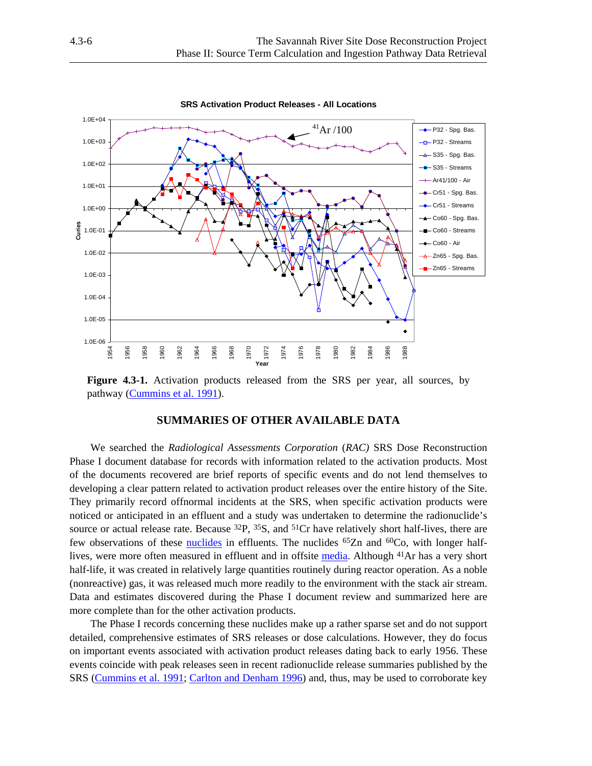**Figure 4.3-1.** Activation products released from the SRS per year, all sources, by pathway (Cummins et al. 1991).

## SUMMARIES OF OTHER AVAILABLE DATA

We searched the *Radiological Assessments Corporation* (*RAC)* SRS Dose Reconstruction Phase I document database for records with information related to the activation products. Most of the documents recovered are brief reports of specific events and do not lend themselves to developing a clear pattern related to activation product releases over the entire history of the Site. They primarily record offnormal incidents at the SRS, when specific activation products were noticed or anticipated in an effluent and a study was undertaken to determine the radionuclide's source or actual release rate. Because $^{32}$P, $^{35}$S, and $^{51}$Cr have relatively short half-lives, there are few observations of these nuclides in effluents. The nuclides $^{65}$Zn and $^{60}$Co, with longer half-lives, were more often measured in effluent and in offsite media. Although $^{41}$Ar has a very short half-life, it was created in relatively large quantities routinely during reactor operation. As a noble (nonreactive) gas, it was released much more readily to the environment with the stack air stream. Data and estimates discovered during the Phase I document review and summarized here are more complete than for the other activation products.

The Phase I records concerning these nuclides make up a rather sparse set and do not support detailed, comprehensive estimates of SRS releases or dose calculations. However, they do focus on important events associated with activation product releases dating back to early 1956. These events coincide with peak releases seen in recent radionuclide release summaries published by the SRS (Cummins et al. 1991; Carlton and Denham 1996) and, thus, may be used to corroborate key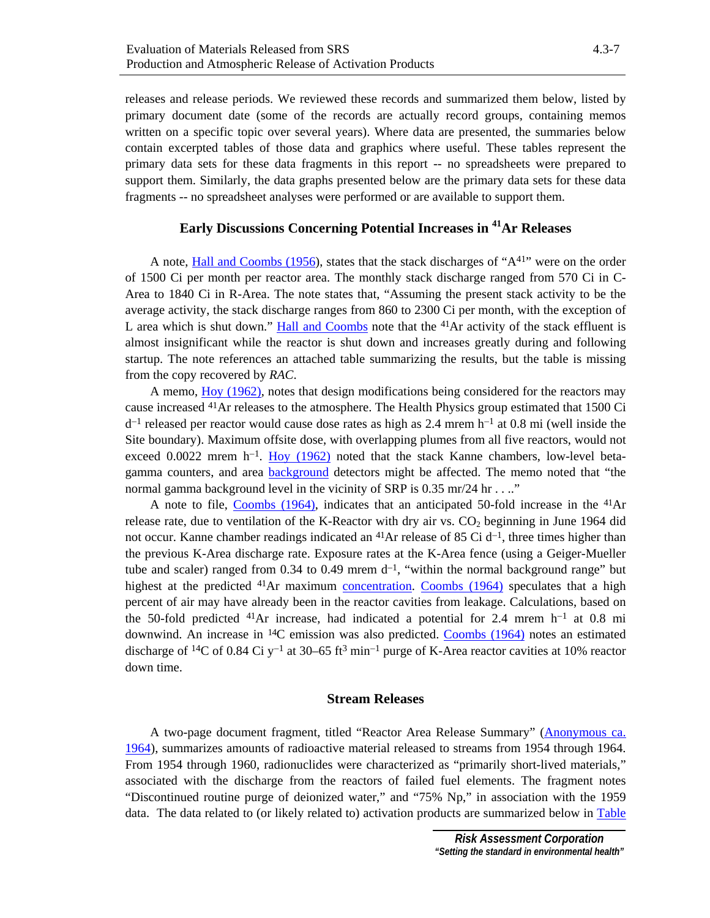releases and release periods. We reviewed these records and summarized them below, listed by primary document date (some of the records are actually record groups, containing memos written on a specific topic over several years). Where data are presented, the summaries below contain excerpted tables of those data and graphics where useful. These tables represent the primary data sets for these data fragments in this report -- no spreadsheets were prepared to support them. Similarly, the data graphs presented below are the primary data sets for these data fragments -- no spreadsheet analyses were performed or are available to support them.

## Early Discussions Concerning Potential Increases in $^{41}$Ar Releases

A note, Hall and Coombs (1956), states that the stack discharges of "A$^{41}$" were on the order of 1500 Ci per month per reactor area. The monthly stack discharge ranged from 570 Ci in C-Area to 1840 Ci in R-Area. The note states that, "Assuming the present stack activity to be the average activity, the stack discharge ranges from 860 to 2300 Ci per month, with the exception of L area which is shut down." Hall and Coombs note that the $^{41}$Ar activity of the stack effluent is almost insignificant while the reactor is shut down and increases greatly during and following startup. The note references an attached table summarizing the results, but the table is missing from the copy recovered by *RAC*.

A memo, Hoy (1962), notes that design modifications being considered for the reactors may cause increased $^{41}$Ar releases to the atmosphere. The Health Physics group estimated that 1500 Ci $d^{-1}$ released per reactor would cause dose rates as high as 2.4 mrem $h^{-1}$ at 0.8 mi (well inside the Site boundary). Maximum offsite dose, with overlapping plumes from all five reactors, would not exceed 0.0022 mrem $h^{-1}$. Hoy (1962) noted that the stack Kanne chambers, low-level beta-gamma counters, and area background detectors might be affected. The memo noted that "the normal gamma background level in the vicinity of SRP is 0.35 mr/24 hr . . .."

A note to file, Coombs (1964), indicates that an anticipated 50-fold increase in the $^{41}$Ar release rate, due to ventilation of the K-Reactor with dry air vs. $CO_2$ beginning in June 1964 did not occur. Kanne chamber readings indicated an $^{41}$Ar release of 85 Ci $d^{-1}$, three times higher than the previous K-Area discharge rate. Exposure rates at the K-Area fence (using a Geiger-Mueller tube and scaler) ranged from 0.34 to 0.49 mrem $d^{-1}$, "within the normal background range" but highest at the predicted $^{41}$Ar maximum concentration. Coombs (1964) speculates that a high percent of air may have already been in the reactor cavities from leakage. Calculations, based on the 50-fold predicted $^{41}$Ar increase, had indicated a potential for 2.4 mrem $h^{-1}$ at 0.8 mi downwind. An increase in $^{14}$C emission was also predicted. Coombs (1964) notes an estimated discharge of $^{14}$C of 0.84 Ci $y^{-1}$ at 30–65 $ft^3$ $min^{-1}$ purge of K-Area reactor cavities at 10% reactor down time.

## Stream Releases

A two-page document fragment, titled "Reactor Area Release Summary" (Anonymous ca. 1964), summarizes amounts of radioactive material released to streams from 1954 through 1964. From 1954 through 1960, radionuclides were characterized as "primarily short-lived materials," associated with the discharge from the reactors of failed fuel elements. The fragment notes "Discontinued routine purge of deionized water," and "75% Np," in association with the 1959 data. The data related to (or likely related to) activation products are summarized below in Table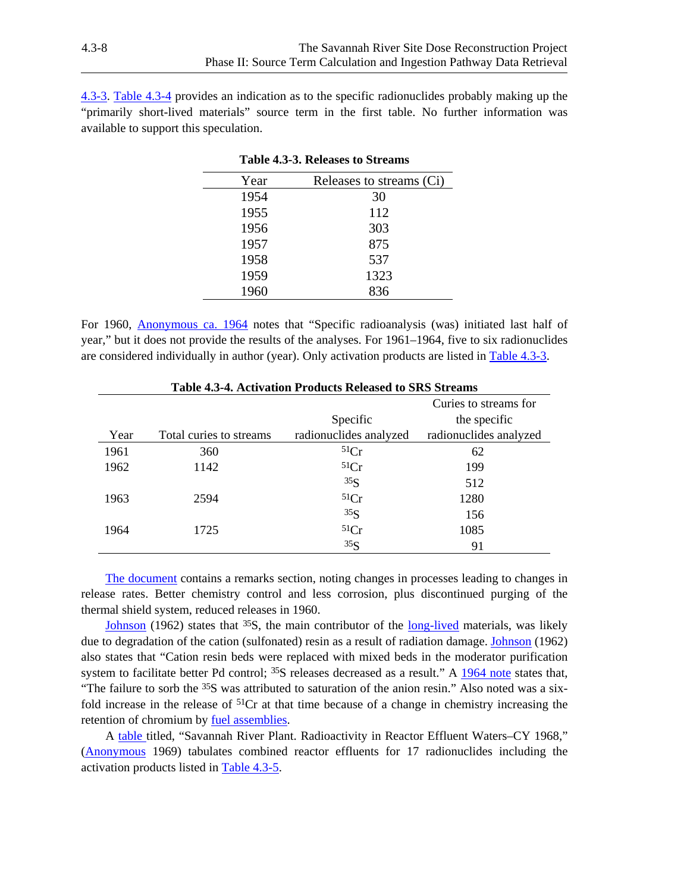4.3-3. Table 4.3-4 provides an indication as to the specific radionuclides probably making up the “primarily short-lived materials” source term in the first table. No further information was available to support this speculation.

**Table 4.3-3. Releases to Streams**

| Year | Releases to streams (Ci) |
|---|---|
| 1954 | 30 |
| 1955 | 112 |
| 1956 | 303 |
| 1957 | 875 |
| 1958 | 537 |
| 1959 | 1323 |
| 1960 | 836 |

For 1960, Anonymous ca. 1964 notes that “Specific radioanalysis (was) initiated last half of year,” but it does not provide the results of the analyses. For 1961–1964, five to six radionuclides are considered individually in author (year). Only activation products are listed in Table 4.3-3.

**Table 4.3-4. Activation Products Released to SRS Streams**

| Year | Total curies to streams | Specific radionuclides analyzed | Curies to streams for the specific radionuclides analyzed |
|---|---|---|---|
| 1961 | 360 | $^{51}Cr$ | 62 |
| 1962 | 1142 | $^{51}Cr$ | 199 |
| | | $^{35}S$ | 512 |
| 1963 | 2594 | $^{51}Cr$ | 1280 |
| | | $^{35}S$ | 156 |
| 1964 | 1725 | $^{51}Cr$ | 1085 |
| | | $^{35}S$ | 91 |

The document contains a remarks section, noting changes in processes leading to changes in release rates. Better chemistry control and less corrosion, plus discontinued purging of the thermal shield system, reduced releases in 1960.

Johnson (1962) states that $^{35}S$, the main contributor of the long-lived materials, was likely due to degradation of the cation (sulfonated) resin as a result of radiation damage. Johnson (1962) also states that “Cation resin beds were replaced with mixed beds in the moderator purification system to facilitate better Pd control; $^{35}S$ releases decreased as a result.” A 1964 note states that, “The failure to sorb the $^{35}S$ was attributed to saturation of the anion resin.” Also noted was a six-fold increase in the release of $^{51}Cr$ at that time because of a change in chemistry increasing the retention of chromium by fuel assemblies.

A table titled, “Savannah River Plant. Radioactivity in Reactor Effluent Waters–CY 1968,” (Anonymous 1969) tabulates combined reactor effluents for 17 radionuclides including the activation products listed in Table 4.3-5.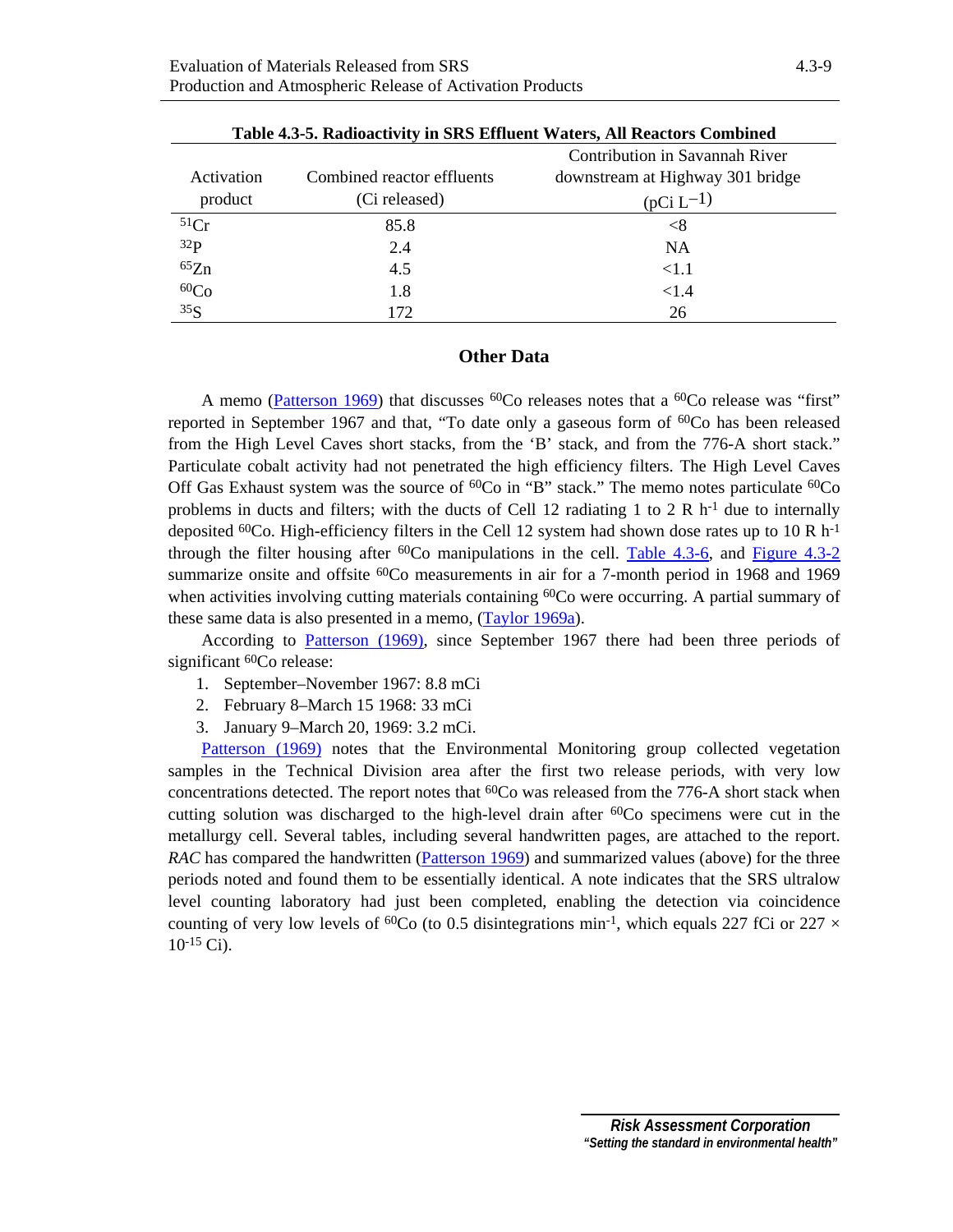**Table 4.3-5. Radioactivity in SRS Effluent Waters, All Reactors Combined**

| Activation product | Combined reactor effluents (Ci released) | Contribution in Savannah River downstream at Highway 301 bridge (pCi $L^{-1}$) |
|---|---|---|
| $^{51}Cr$ | 85.8 | <8 |
| $^{32}P$ | 2.4 | NA |
| $^{65}Zn$ | 4.5 | <1.1 |
| $^{60}Co$ | 1.8 | <1.4 |
| $^{35}S$ | 172 | 26 |

## Other Data

A memo (Patterson 1969) that discusses $^{60}Co$ releases notes that a $^{60}Co$ release was "first" reported in September 1967 and that, "To date only a gaseous form of $^{60}Co$ has been released from the High Level Caves short stacks, from the 'B' stack, and from the 776-A short stack." Particulate cobalt activity had not penetrated the high efficiency filters. The High Level Caves Off Gas Exhaust system was the source of $^{60}Co$ in "B" stack." The memo notes particulate $^{60}Co$ problems in ducts and filters; with the ducts of Cell 12 radiating 1 to 2 R $h^{-1}$ due to internally deposited $^{60}Co$. High-efficiency filters in the Cell 12 system had shown dose rates up to 10 R $h^{-1}$ through the filter housing after $^{60}Co$ manipulations in the cell. Table 4.3-6, and Figure 4.3-2 summarize onsite and offsite $^{60}Co$ measurements in air for a 7-month period in 1968 and 1969 when activities involving cutting materials containing $^{60}Co$ were occurring. A partial summary of these same data is also presented in a memo, (Taylor 1969a).

According to Patterson (1969), since September 1967 there had been three periods of significant $^{60}Co$ release:

1. September–November 1967: 8.8 mCi
2. February 8–March 15 1968: 33 mCi
3. January 9–March 20, 1969: 3.2 mCi.

Patterson (1969) notes that the Environmental Monitoring group collected vegetation samples in the Technical Division area after the first two release periods, with very low concentrations detected. The report notes that $^{60}Co$ was released from the 776-A short stack when cutting solution was discharged to the high-level drain after $^{60}Co$ specimens were cut in the metallurgy cell. Several tables, including several handwritten pages, are attached to the report. *RAC* has compared the handwritten (Patterson 1969) and summarized values (above) for the three periods noted and found them to be essentially identical. A note indicates that the SRS ultralow level counting laboratory had just been completed, enabling the detection via coincidence counting of very low levels of $^{60}Co$ (to 0.5 disintegrations $min^{-1}$, which equals 227 fCi or $227 \times 10^{-15}$ Ci).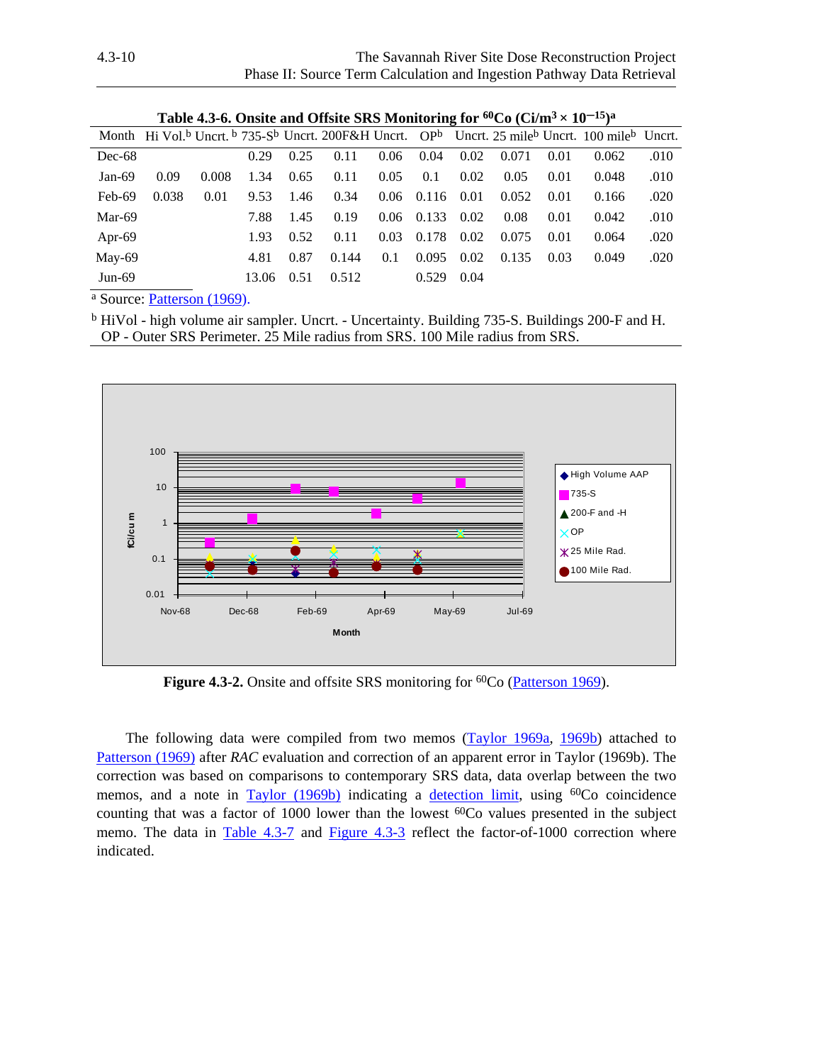**Table 4.3-6. Onsite and Offsite SRS Monitoring for $^{60}$Co (Ci/m$^3$ × 10$^{-15}$)[a]**

| Month | Hi Vol.[b] | Uncrt. [b] | 735-S[b] | Uncrt. | 200F&H | Uncrt. | OP[b] | Uncrt. | 25 mile[b] | Uncrt. | 100 mile[b] | Uncrt. |
|---|---|---|---|---|---|---|---|---|---|---|---|---|
| Dec-68 | | | 0.29 | 0.25 | 0.11 | 0.06 | 0.04 | 0.02 | 0.071 | 0.01 | 0.062 | .010 |
| Jan-69 | 0.09 | 0.008 | 1.34 | 0.65 | 0.11 | 0.05 | 0.1 | 0.02 | 0.05 | 0.01 | 0.048 | .010 |
| Feb-69 | 0.038 | 0.01 | 9.53 | 1.46 | 0.34 | 0.06 | 0.116 | 0.01 | 0.052 | 0.01 | 0.166 | .020 |
| Mar-69 | | | 7.88 | 1.45 | 0.19 | 0.06 | 0.133 | 0.02 | 0.08 | 0.01 | 0.042 | .010 |
| Apr-69 | | | 1.93 | 0.52 | 0.11 | 0.03 | 0.178 | 0.02 | 0.075 | 0.01 | 0.064 | .020 |
| May-69 | | | 4.81 | 0.87 | 0.144 | 0.1 | 0.095 | 0.02 | 0.135 | 0.03 | 0.049 | .020 |
| Jun-69 | | | 13.06 | 0.51 | 0.512 | | 0.529 | 0.04 | | | | |

[a] Source: Patterson (1969).

[b] HiVol - high volume air sampler. Uncrt. - Uncertainty. Building 735-S. Buildings 200-F and H. OP - Outer SRS Perimeter. 25 Mile radius from SRS. 100 Mile radius from SRS.

**Figure 4.3-2.** Onsite and offsite SRS monitoring for $^{60}$Co (Patterson 1969).

The following data were compiled from two memos (Taylor 1969a, 1969b) attached to Patterson (1969) after *RAC* evaluation and correction of an apparent error in Taylor (1969b). The correction was based on comparisons to contemporary SRS data, data overlap between the two memos, and a note in Taylor (1969b) indicating a detection limit, using $^{60}$Co coincidence counting that was a factor of 1000 lower than the lowest $^{60}$Co values presented in the subject memo. The data in Table 4.3-7 and Figure 4.3-3 reflect the factor-of-1000 correction where indicated.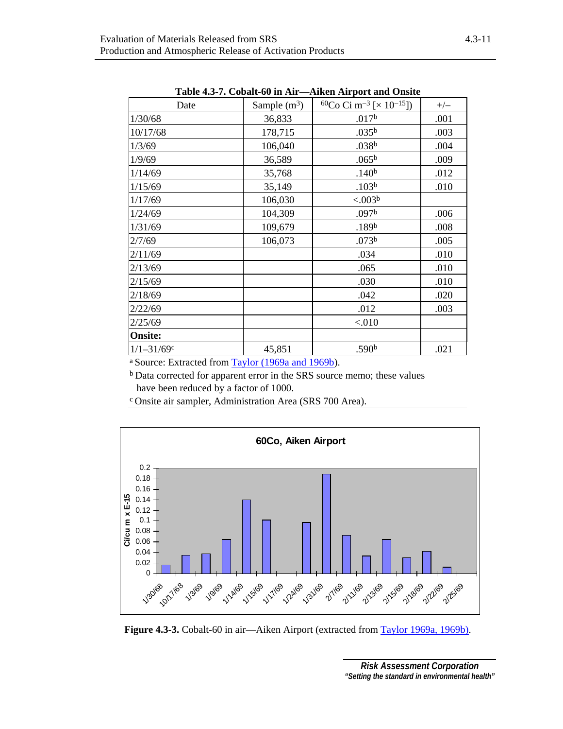**Table 4.3-7. Cobalt-60 in Air—Aiken Airport and Onsite**

| Date | Sample ($m^3$) | $^{60}Co$ Ci $m^{-3}$ [$\times 10^{-15}$]) | +/– |
|---|---|---|---|
| 1/30/68 | 36,833 | .017[b] | .001 |
| 10/17/68 | 178,715 | .035[b] | .003 |
| 1/3/69 | 106,040 | .038[b] | .004 |
| 1/9/69 | 36,589 | .065[b] | .009 |
| 1/14/69 | 35,768 | .140[b] | .012 |
| 1/15/69 | 35,149 | .103[b] | .010 |
| 1/17/69 | 106,030 | <.003[b] | |
| 1/24/69 | 104,309 | .097[b] | .006 |
| 1/31/69 | 109,679 | .189[b] | .008 |
| 2/7/69 | 106,073 | .073[b] | .005 |
| 2/11/69 | | .034 | .010 |
| 2/13/69 | | .065 | .010 |
| 2/15/69 | | .030 | .010 |
| 2/18/69 | | .042 | .020 |
| 2/22/69 | | .012 | .003 |
| 2/25/69 | | <.010 | |
| **Onsite:** | | | |
| 1/1–31/69[c] | 45,851 | .590[b] | .021 |

[a] Source: Extracted from Taylor (1969a and 1969b).

[b] Data corrected for apparent error in the SRS source memo; these values have been reduced by a factor of 1000.

[c] Onsite air sampler, Administration Area (SRS 700 Area).

**Figure 4.3-3.** Cobalt-60 in air—Aiken Airport (extracted from Taylor 1969a, 1969b).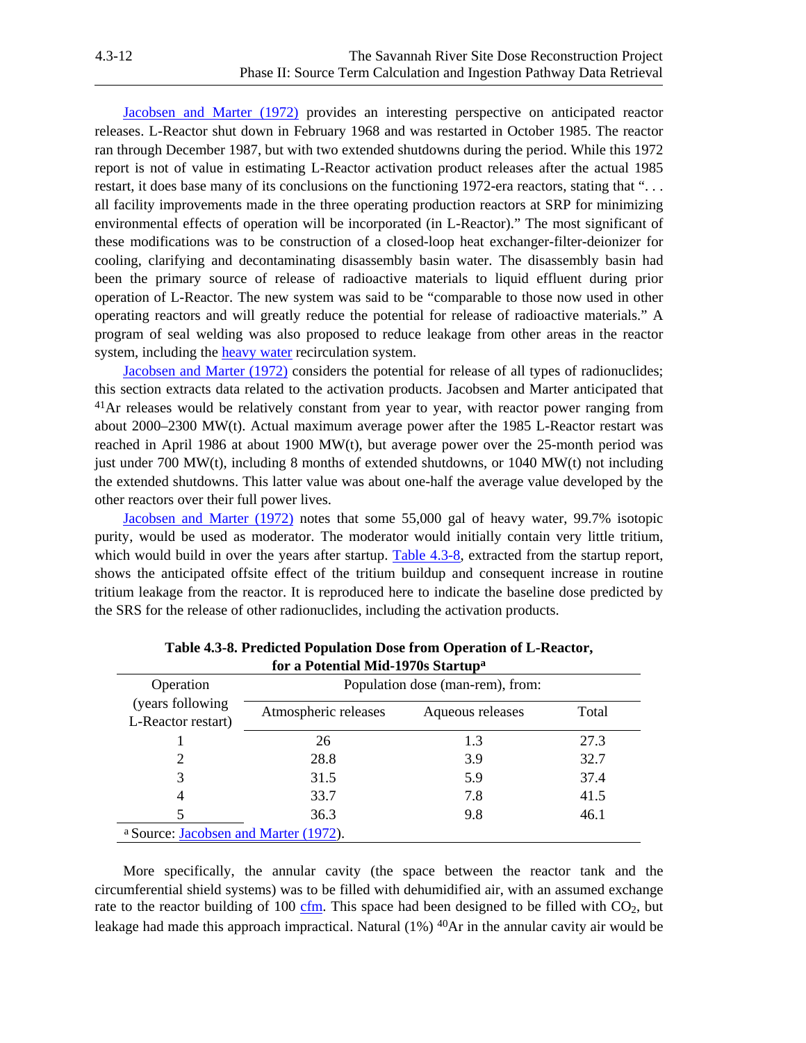Jacobsen and Marter (1972) provides an interesting perspective on anticipated reactor releases. L-Reactor shut down in February 1968 and was restarted in October 1985. The reactor ran through December 1987, but with two extended shutdowns during the period. While this 1972 report is not of value in estimating L-Reactor activation product releases after the actual 1985 restart, it does base many of its conclusions on the functioning 1972-era reactors, stating that ". . . all facility improvements made in the three operating production reactors at SRP for minimizing environmental effects of operation will be incorporated (in L-Reactor)." The most significant of these modifications was to be construction of a closed-loop heat exchanger-filter-deionizer for cooling, clarifying and decontaminating disassembly basin water. The disassembly basin had been the primary source of release of radioactive materials to liquid effluent during prior operation of L-Reactor. The new system was said to be "comparable to those now used in other operating reactors and will greatly reduce the potential for release of radioactive materials." A program of seal welding was also proposed to reduce leakage from other areas in the reactor system, including the heavy water recirculation system.

Jacobsen and Marter (1972) considers the potential for release of all types of radionuclides; this section extracts data related to the activation products. Jacobsen and Marter anticipated that $^{41}$Ar releases would be relatively constant from year to year, with reactor power ranging from about 2000–2300 MW(t). Actual maximum average power after the 1985 L-Reactor restart was reached in April 1986 at about 1900 MW(t), but average power over the 25-month period was just under 700 MW(t), including 8 months of extended shutdowns, or 1040 MW(t) not including the extended shutdowns. This latter value was about one-half the average value developed by the other reactors over their full power lives.

Jacobsen and Marter (1972) notes that some 55,000 gal of heavy water, 99.7% isotopic purity, would be used as moderator. The moderator would initially contain very little tritium, which would build in over the years after startup. Table 4.3-8, extracted from the startup report, shows the anticipated offsite effect of the tritium buildup and consequent increase in routine tritium leakage from the reactor. It is reproduced here to indicate the baseline dose predicted by the SRS for the release of other radionuclides, including the activation products.

**Table 4.3-8. Predicted Population Dose from Operation of L-Reactor, for a Potential Mid-1970s Startup[a]**

| Operation (years following L-Reactor restart) | Population dose (man-rem), from: | | |
|---|---|---|---|
| | Atmospheric releases | Aqueous releases | Total |
| 1 | 26 | 1.3 | 27.3 |
| 2 | 28.8 | 3.9 | 32.7 |
| 3 | 31.5 | 5.9 | 37.4 |
| 4 | 33.7 | 7.8 | 41.5 |
| 5 | 36.3 | 9.8 | 46.1 |

[a] Source: Jacobsen and Marter (1972).

More specifically, the annular cavity (the space between the reactor tank and the circumferential shield systems) was to be filled with dehumidified air, with an assumed exchange rate to the reactor building of 100 cfm. This space had been designed to be filled with $CO_2$, but leakage had made this approach impractical. Natural (1%) $^{40}$Ar in the annular cavity air would be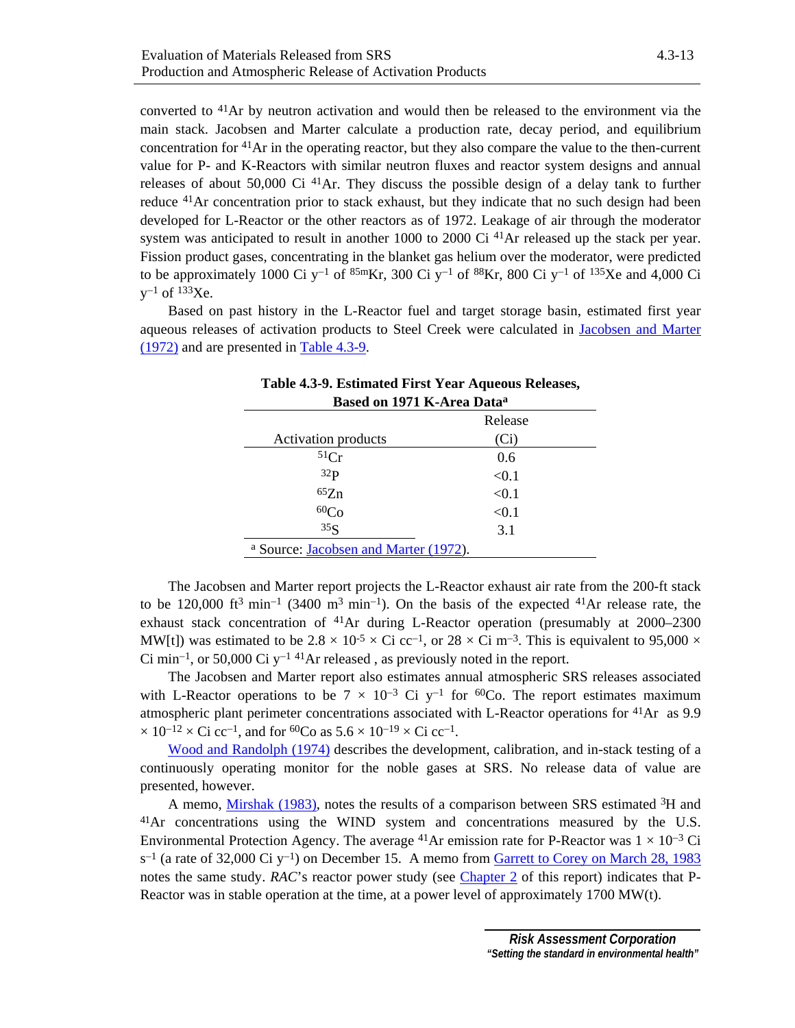converted to $^{41}$Ar by neutron activation and would then be released to the environment via the main stack. Jacobsen and Marter calculate a production rate, decay period, and equilibrium concentration for $^{41}$Ar in the operating reactor, but they also compare the value to the then-current value for P- and K-Reactors with similar neutron fluxes and reactor system designs and annual releases of about 50,000 Ci $^{41}$Ar. They discuss the possible design of a delay tank to further reduce $^{41}$Ar concentration prior to stack exhaust, but they indicate that no such design had been developed for L-Reactor or the other reactors as of 1972. Leakage of air through the moderator system was anticipated to result in another 1000 to 2000 Ci $^{41}$Ar released up the stack per year. Fission product gases, concentrating in the blanket gas helium over the moderator, were predicted to be approximately 1000 Ci y$^{-1}$ of $^{85m}$Kr, 300 Ci y$^{-1}$ of $^{88}$Kr, 800 Ci y$^{-1}$ of $^{135}$Xe and 4,000 Ci y$^{-1}$ of $^{133}$Xe.

Based on past history in the L-Reactor fuel and target storage basin, estimated first year aqueous releases of activation products to Steel Creek were calculated in Jacobsen and Marter (1972) and are presented in Table 4.3-9.

**Table 4.3-9. Estimated First Year Aqueous Releases, Based on 1971 K-Area Data[a]**

| Activation products | Release (Ci) |
|---|---|
| $^{51}$Cr | 0.6 |
| $^{32}$P | <0.1 |
| $^{65}$Zn | <0.1 |
| $^{60}$Co | <0.1 |
| $^{35}$S | 3.1 |

[a] Source: Jacobsen and Marter (1972).

The Jacobsen and Marter report projects the L-Reactor exhaust air rate from the 200-ft stack to be 120,000 ft$^3$ min$^{-1}$ (3400 m$^3$ min$^{-1}$). On the basis of the expected $^{41}$Ar release rate, the exhaust stack concentration of $^{41}$Ar during L-Reactor operation (presumably at 2000–2300 MW[t]) was estimated to be $2.8 \times 10^{-5} \times$ Ci cc$^{-1}$, or $28 \times$ Ci m$^{-3}$. This is equivalent to $95{,}000 \times$ Ci min$^{-1}$, or 50,000 Ci y$^{-1}$ $^{41}$Ar released , as previously noted in the report.

The Jacobsen and Marter report also estimates annual atmospheric SRS releases associated with L-Reactor operations to be $7 \times 10^{-3}$ Ci y$^{-1}$ for $^{60}$Co. The report estimates maximum atmospheric plant perimeter concentrations associated with L-Reactor operations for $^{41}$Ar as $9.9 \times 10^{-12} \times$ Ci cc$^{-1}$, and for $^{60}$Co as $5.6 \times 10^{-19} \times$ Ci cc$^{-1}$.

Wood and Randolph (1974) describes the development, calibration, and in-stack testing of a continuously operating monitor for the noble gases at SRS. No release data of value are presented, however.

A memo, Mirshak (1983), notes the results of a comparison between SRS estimated $^{3}$H and $^{41}$Ar concentrations using the WIND system and concentrations measured by the U.S. Environmental Protection Agency. The average $^{41}$Ar emission rate for P-Reactor was $1 \times 10^{-3}$ Ci s$^{-1}$ (a rate of 32,000 Ci y$^{-1}$) on December 15. A memo from Garrett to Corey on March 28, 1983 notes the same study. *RAC*'s reactor power study (see Chapter 2 of this report) indicates that P-Reactor was in stable operation at the time, at a power level of approximately 1700 MW(t).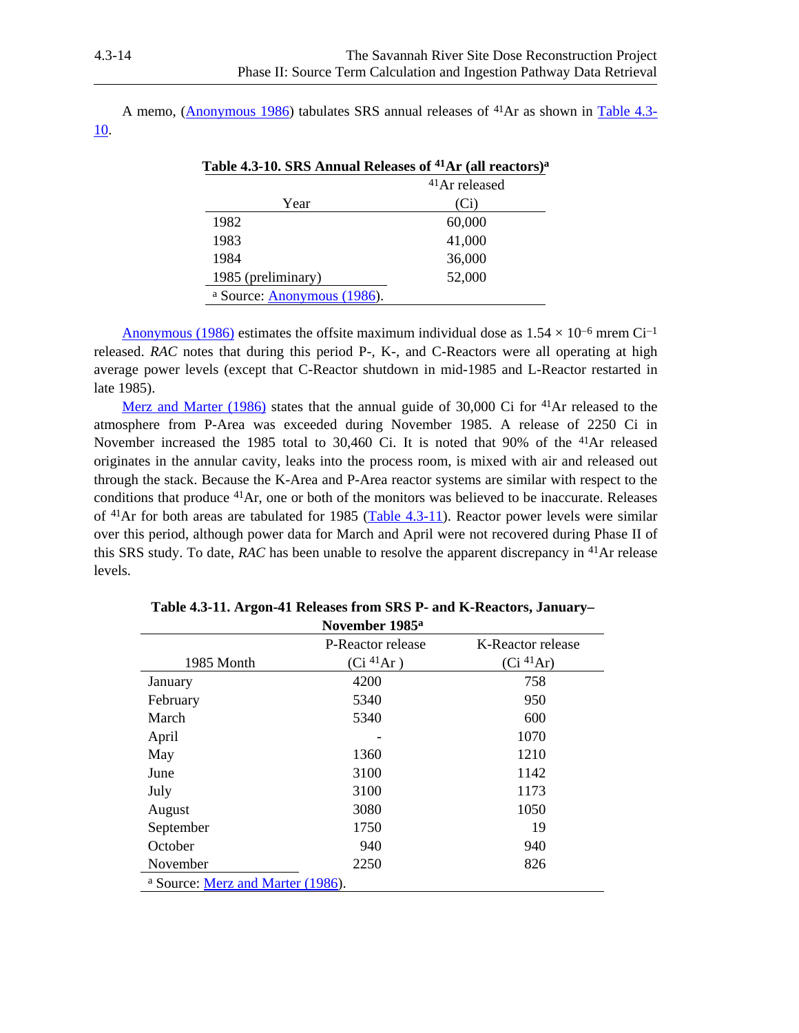A memo, (Anonymous 1986) tabulates SRS annual releases of $^{41}Ar$ as shown in Table 4.3-10.

**Table 4.3-10. SRS Annual Releases of $^{41}Ar$ (all reactors)[a]**

| Year | $^{41}Ar$ released (Ci) |
|---|---|
| 1982 | 60,000 |
| 1983 | 41,000 |
| 1984 | 36,000 |
| 1985 (preliminary) | 52,000 |

[a] Source: Anonymous (1986).

Anonymous (1986) estimates the offsite maximum individual dose as $1.54 \times 10^{-6}$ mrem Ci$^{-1}$ released. *RAC* notes that during this period P-, K-, and C-Reactors were all operating at high average power levels (except that C-Reactor shutdown in mid-1985 and L-Reactor restarted in late 1985).

Merz and Marter (1986) states that the annual guide of 30,000 Ci for $^{41}Ar$ released to the atmosphere from P-Area was exceeded during November 1985. A release of 2250 Ci in November increased the 1985 total to 30,460 Ci. It is noted that 90% of the $^{41}Ar$ released originates in the annular cavity, leaks into the process room, is mixed with air and released out through the stack. Because the K-Area and P-Area reactor systems are similar with respect to the conditions that produce $^{41}Ar$, one or both of the monitors was believed to be inaccurate. Releases of $^{41}Ar$ for both areas are tabulated for 1985 (Table 4.3-11). Reactor power levels were similar over this period, although power data for March and April were not recovered during Phase II of this SRS study. To date, *RAC* has been unable to resolve the apparent discrepancy in $^{41}Ar$ release levels.

**Table 4.3-11. Argon-41 Releases from SRS P- and K-Reactors, January–November 1985[a]**

| 1985 Month | P-Reactor release (Ci $^{41}Ar$) | K-Reactor release (Ci $^{41}Ar$) |
|---|---|---|
| January | 4200 | 758 |
| February | 5340 | 950 |
| March | 5340 | 600 |
| April | - | 1070 |
| May | 1360 | 1210 |
| June | 3100 | 1142 |
| July | 3100 | 1173 |
| August | 3080 | 1050 |
| September | 1750 | 19 |
| October | 940 | 940 |
| November | 2250 | 826 |

[a] Source: Merz and Marter (1986).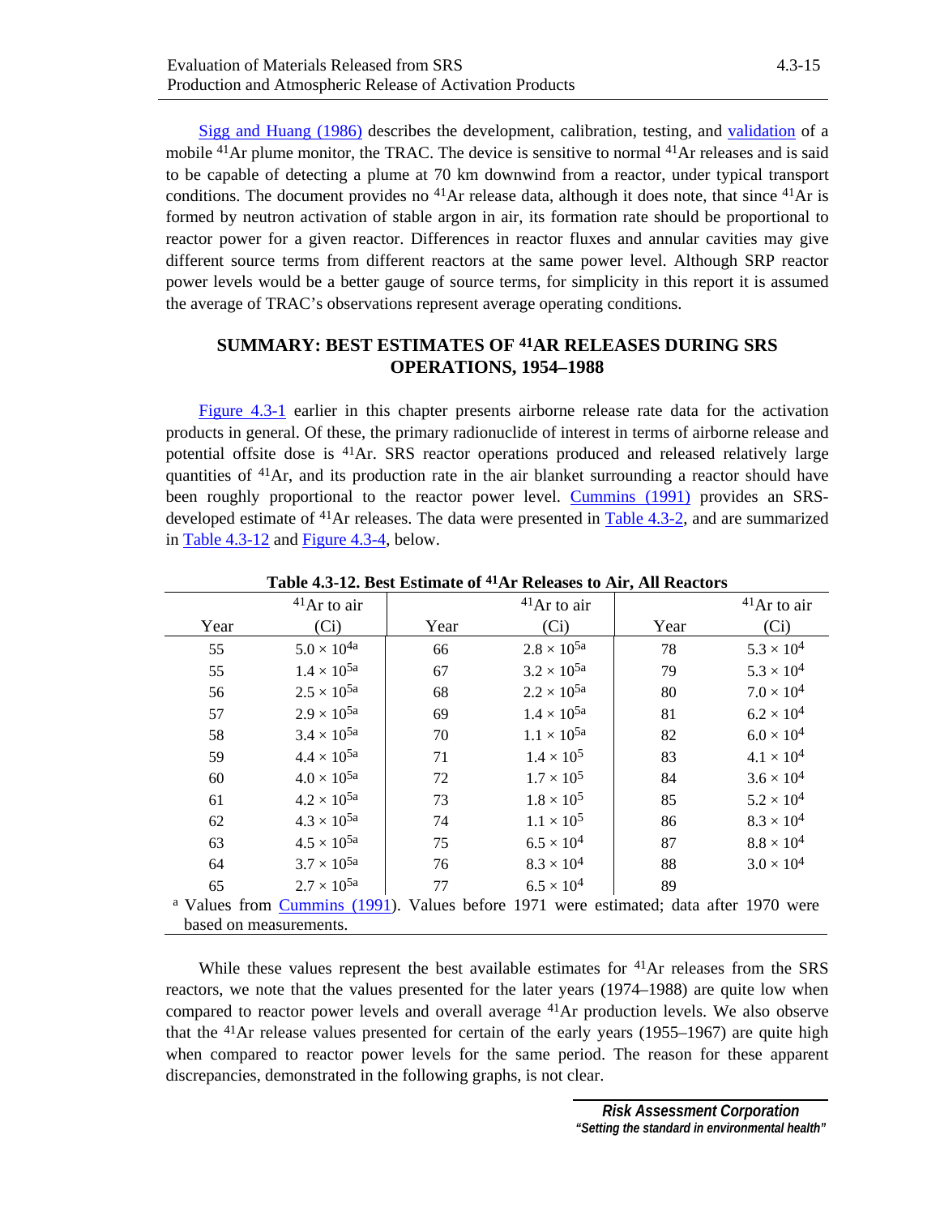Sigg and Huang (1986) describes the development, calibration, testing, and validation of a mobile $^{41}$Ar plume monitor, the TRAC. The device is sensitive to normal $^{41}$Ar releases and is said to be capable of detecting a plume at 70 km downwind from a reactor, under typical transport conditions. The document provides no $^{41}$Ar release data, although it does note, that since $^{41}$Ar is formed by neutron activation of stable argon in air, its formation rate should be proportional to reactor power for a given reactor. Differences in reactor fluxes and annular cavities may give different source terms from different reactors at the same power level. Although SRP reactor power levels would be a better gauge of source terms, for simplicity in this report it is assumed the average of TRAC's observations represent average operating conditions.

## SUMMARY: BEST ESTIMATES OF $^{41}$AR RELEASES DURING SRS OPERATIONS, 1954–1988

Figure 4.3-1 earlier in this chapter presents airborne release rate data for the activation products in general. Of these, the primary radionuclide of interest in terms of airborne release and potential offsite dose is $^{41}$Ar. SRS reactor operations produced and released relatively large quantities of $^{41}$Ar, and its production rate in the air blanket surrounding a reactor should have been roughly proportional to the reactor power level. Cummins (1991) provides an SRS-developed estimate of $^{41}$Ar releases. The data were presented in Table 4.3-2, and are summarized in Table 4.3-12 and Figure 4.3-4, below.

**Table 4.3-12. Best Estimate of $^{41}$Ar Releases to Air, All Reactors**

| Year | $^{41}$Ar to air (Ci) | Year | $^{41}$Ar to air (Ci) | Year | $^{41}$Ar to air (Ci) |
|---|---|---|---|---|---|
| 55 | $5.0 \times 10^{4}$[a] | 66 | $2.8 \times 10^{5}$[a] | 78 | $5.3 \times 10^{4}$ |
| 55 | $1.4 \times 10^{5}$[a] | 67 | $3.2 \times 10^{5}$[a] | 79 | $5.3 \times 10^{4}$ |
| 56 | $2.5 \times 10^{5}$[a] | 68 | $2.2 \times 10^{5}$[a] | 80 | $7.0 \times 10^{4}$ |
| 57 | $2.9 \times 10^{5}$[a] | 69 | $1.4 \times 10^{5}$[a] | 81 | $6.2 \times 10^{4}$ |
| 58 | $3.4 \times 10^{5}$[a] | 70 | $1.1 \times 10^{5}$[a] | 82 | $6.0 \times 10^{4}$ |
| 59 | $4.4 \times 10^{5}$[a] | 71 | $1.4 \times 10^{5}$ | 83 | $4.1 \times 10^{4}$ |
| 60 | $4.0 \times 10^{5}$[a] | 72 | $1.7 \times 10^{5}$ | 84 | $3.6 \times 10^{4}$ |
| 61 | $4.2 \times 10^{5}$[a] | 73 | $1.8 \times 10^{5}$ | 85 | $5.2 \times 10^{4}$ |
| 62 | $4.3 \times 10^{5}$[a] | 74 | $1.1 \times 10^{5}$ | 86 | $8.3 \times 10^{4}$ |
| 63 | $4.5 \times 10^{5}$[a] | 75 | $6.5 \times 10^{4}$ | 87 | $8.8 \times 10^{4}$ |
| 64 | $3.7 \times 10^{5}$[a] | 76 | $8.3 \times 10^{4}$ | 88 | $3.0 \times 10^{4}$ |
| 65 | $2.7 \times 10^{5}$[a] | 77 | $6.5 \times 10^{4}$ | 89 | |

[a] Values from Cummins (1991). Values before 1971 were estimated; data after 1970 were based on measurements.

While these values represent the best available estimates for $^{41}$Ar releases from the SRS reactors, we note that the values presented for the later years (1974–1988) are quite low when compared to reactor power levels and overall average $^{41}$Ar production levels. We also observe that the $^{41}$Ar release values presented for certain of the early years (1955–1967) are quite high when compared to reactor power levels for the same period. The reason for these apparent discrepancies, demonstrated in the following graphs, is not clear.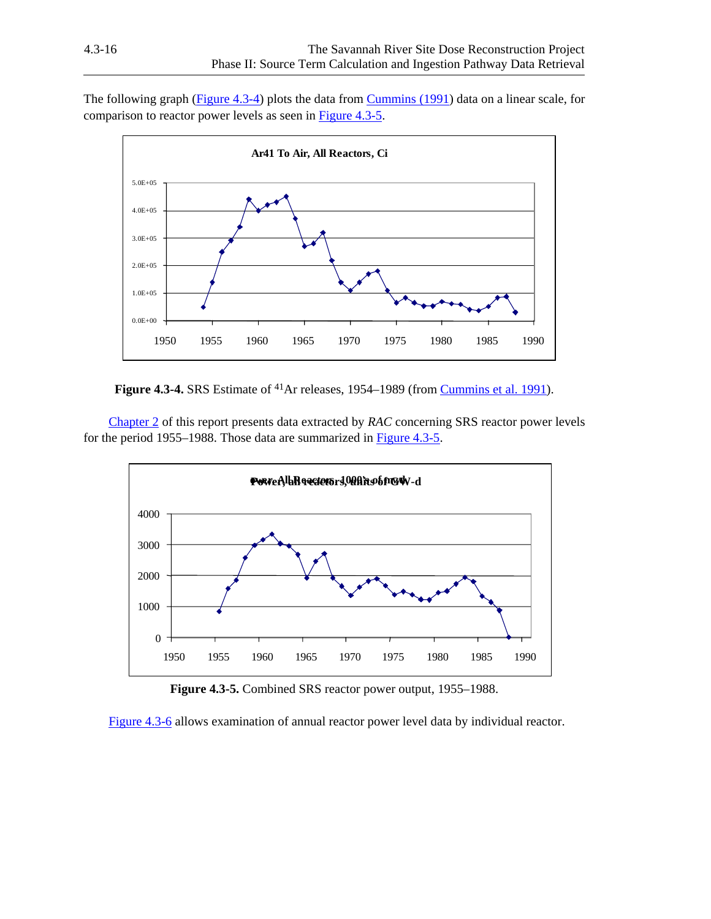The following graph (Figure 4.3-4) plots the data from Cummins (1991) data on a linear scale, for comparison to reactor power levels as seen in Figure 4.3-5.

**Figure 4.3-4.** SRS Estimate of $^{41}$Ar releases, 1954–1989 (from Cummins et al. 1991).

Chapter 2 of this report presents data extracted by *RAC* concerning SRS reactor power levels for the period 1955–1988. Those data are summarized in Figure 4.3-5.

**Figure 4.3-5.** Combined SRS reactor power output, 1955–1988.

Figure 4.3-6 allows examination of annual reactor power level data by individual reactor.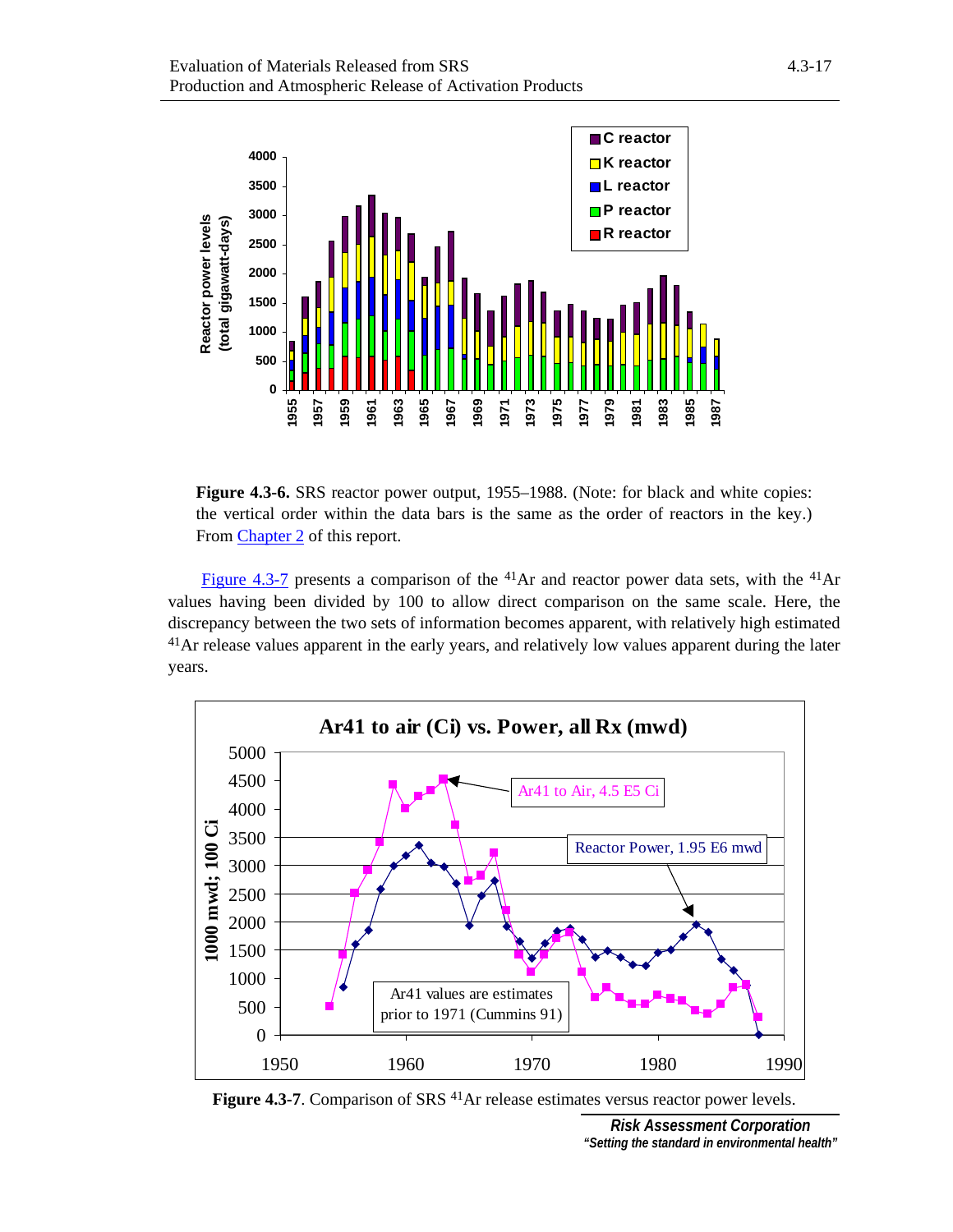**Figure 4.3-6.** SRS reactor power output, 1955–1988. (Note: for black and white copies: the vertical order within the data bars is the same as the order of reactors in the key.) From Chapter 2 of this report.

Figure 4.3-7 presents a comparison of the $^{41}Ar$ and reactor power data sets, with the $^{41}Ar$ values having been divided by 100 to allow direct comparison on the same scale. Here, the discrepancy between the two sets of information becomes apparent, with relatively high estimated $^{41}Ar$ release values apparent in the early years, and relatively low values apparent during the later years.

**Figure 4.3-7**. Comparison of SRS $^{41}Ar$ release estimates versus reactor power levels.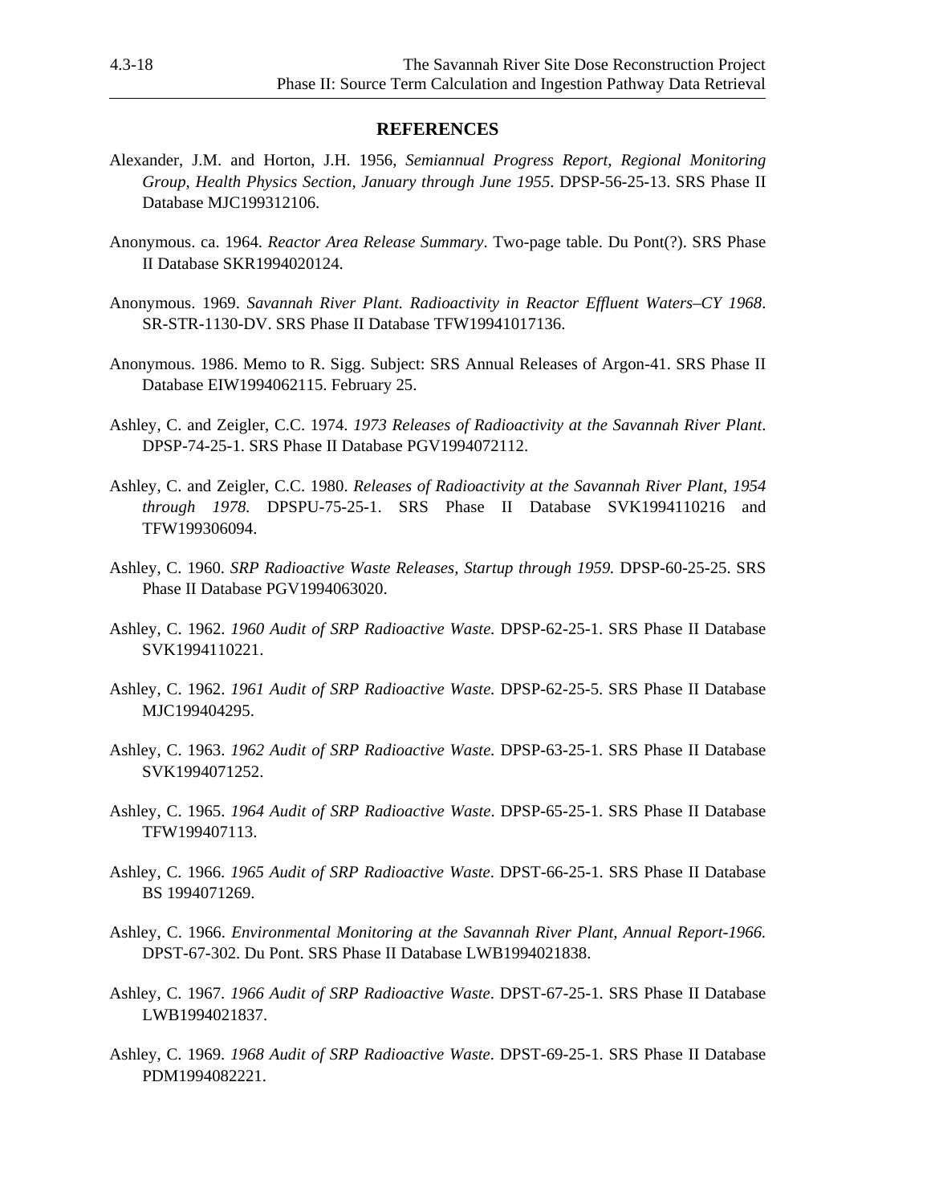## REFERENCES

Alexander, J.M. and Horton, J.H. 1956, *Semiannual Progress Report, Regional Monitoring Group, Health Physics Section, January through June 1955*. DPSP-56-25-13. SRS Phase II Database MJC199312106.

Anonymous. ca. 1964. *Reactor Area Release Summary*. Two-page table. Du Pont(?). SRS Phase II Database SKR1994020124.

Anonymous. 1969. *Savannah River Plant. Radioactivity in Reactor Effluent Waters–CY 1968*. SR-STR-1130-DV. SRS Phase II Database TFW19941017136.

Anonymous. 1986. Memo to R. Sigg. Subject: SRS Annual Releases of Argon-41. SRS Phase II Database EIW1994062115. February 25.

Ashley, C. and Zeigler, C.C. 1974. *1973 Releases of Radioactivity at the Savannah River Plant*. DPSP-74-25-1. SRS Phase II Database PGV1994072112.

Ashley, C. and Zeigler, C.C. 1980. *Releases of Radioactivity at the Savannah River Plant, 1954 through 1978.* DPSPU-75-25-1. SRS Phase II Database SVK1994110216 and TFW199306094.

Ashley, C. 1960. *SRP Radioactive Waste Releases, Startup through 1959.* DPSP-60-25-25. SRS Phase II Database PGV1994063020.

Ashley, C. 1962. *1960 Audit of SRP Radioactive Waste.* DPSP-62-25-1. SRS Phase II Database SVK1994110221.

Ashley, C. 1962. *1961 Audit of SRP Radioactive Waste.* DPSP-62-25-5. SRS Phase II Database MJC199404295.

Ashley, C. 1963. *1962 Audit of SRP Radioactive Waste.* DPSP-63-25-1. SRS Phase II Database SVK1994071252.

Ashley, C. 1965. *1964 Audit of SRP Radioactive Waste*. DPSP-65-25-1. SRS Phase II Database TFW199407113.

Ashley, C. 1966. *1965 Audit of SRP Radioactive Waste*. DPST-66-25-1. SRS Phase II Database BS 1994071269.

Ashley, C. 1966. *Environmental Monitoring at the Savannah River Plant, Annual Report-1966.* DPST-67-302. Du Pont. SRS Phase II Database LWB1994021838.

Ashley, C. 1967. *1966 Audit of SRP Radioactive Waste*. DPST-67-25-1. SRS Phase II Database LWB1994021837.

Ashley, C. 1969. *1968 Audit of SRP Radioactive Waste*. DPST-69-25-1. SRS Phase II Database PDM1994082221.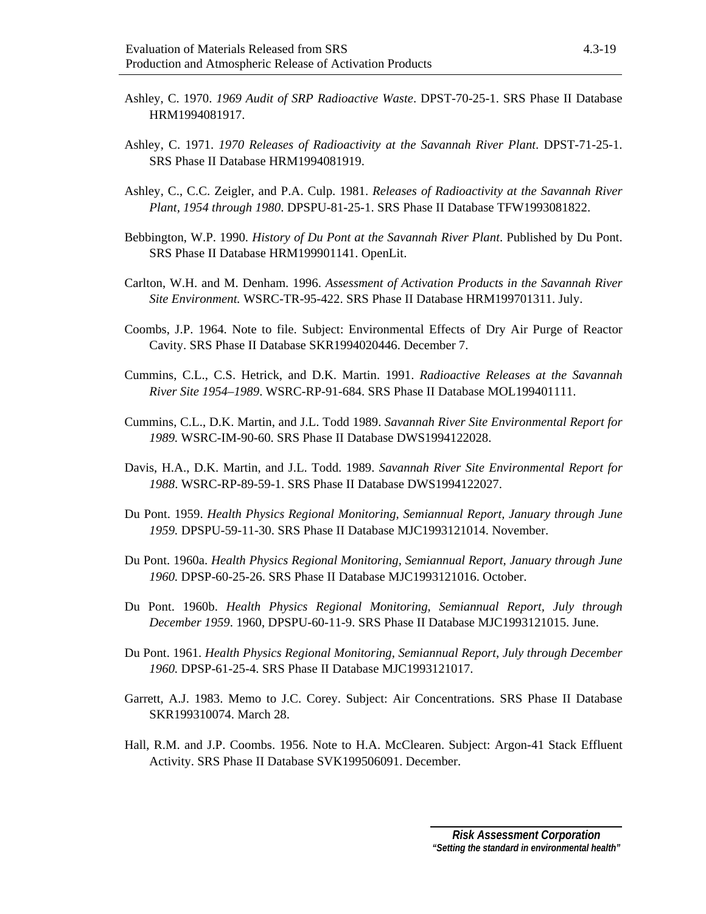Ashley, C. 1970. *1969 Audit of SRP Radioactive Waste*. DPST-70-25-1. SRS Phase II Database HRM1994081917.

Ashley, C. 1971. *1970 Releases of Radioactivity at the Savannah River Plant*. DPST-71-25-1. SRS Phase II Database HRM1994081919.

Ashley, C., C.C. Zeigler, and P.A. Culp. 1981. *Releases of Radioactivity at the Savannah River Plant, 1954 through 1980*. DPSPU-81-25-1. SRS Phase II Database TFW1993081822.

Bebbington, W.P. 1990. *History of Du Pont at the Savannah River Plant*. Published by Du Pont. SRS Phase II Database HRM199901141. OpenLit.

Carlton, W.H. and M. Denham. 1996. *Assessment of Activation Products in the Savannah River Site Environment.* WSRC-TR-95-422. SRS Phase II Database HRM199701311. July.

Coombs, J.P. 1964. Note to file. Subject: Environmental Effects of Dry Air Purge of Reactor Cavity. SRS Phase II Database SKR1994020446. December 7.

Cummins, C.L., C.S. Hetrick, and D.K. Martin. 1991. *Radioactive Releases at the Savannah River Site 1954–1989*. WSRC-RP-91-684. SRS Phase II Database MOL199401111.

Cummins, C.L., D.K. Martin, and J.L. Todd 1989. *Savannah River Site Environmental Report for 1989.* WSRC-IM-90-60. SRS Phase II Database DWS1994122028.

Davis, H.A., D.K. Martin, and J.L. Todd. 1989. *Savannah River Site Environmental Report for 1988*. WSRC-RP-89-59-1. SRS Phase II Database DWS1994122027.

Du Pont. 1959. *Health Physics Regional Monitoring, Semiannual Report, January through June 1959.* DPSPU-59-11-30. SRS Phase II Database MJC1993121014. November.

Du Pont. 1960a. *Health Physics Regional Monitoring, Semiannual Report, January through June 1960.* DPSP-60-25-26. SRS Phase II Database MJC1993121016. October.

Du Pont. 1960b. *Health Physics Regional Monitoring, Semiannual Report, July through December 1959*. 1960, DPSPU-60-11-9. SRS Phase II Database MJC1993121015. June.

Du Pont. 1961. *Health Physics Regional Monitoring, Semiannual Report, July through December 1960.* DPSP-61-25-4. SRS Phase II Database MJC1993121017.

Garrett, A.J. 1983. Memo to J.C. Corey. Subject: Air Concentrations. SRS Phase II Database SKR199310074. March 28.

Hall, R.M. and J.P. Coombs. 1956. Note to H.A. McClearen. Subject: Argon-41 Stack Effluent Activity. SRS Phase II Database SVK199506091. December.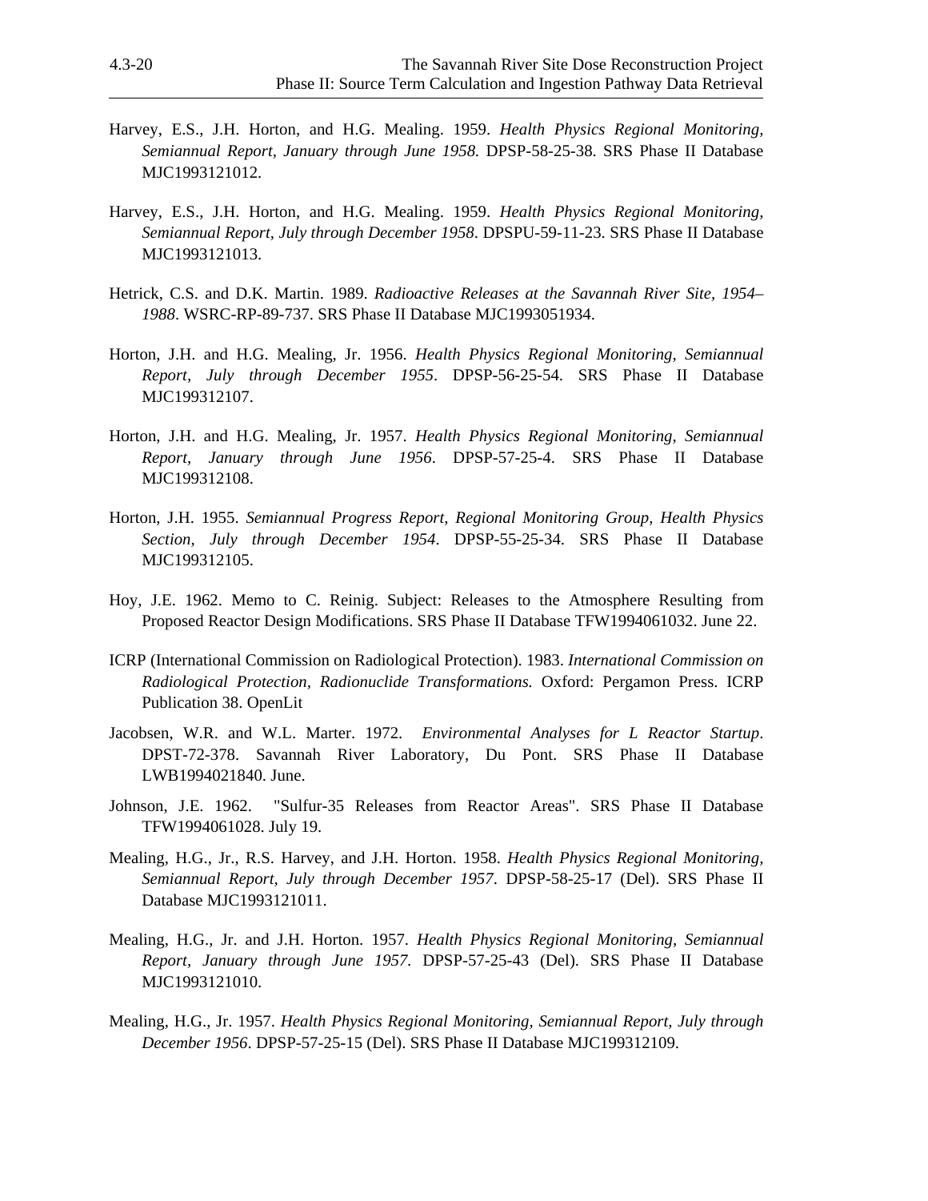Harvey, E.S., J.H. Horton, and H.G. Mealing. 1959. *Health Physics Regional Monitoring, Semiannual Report, January through June 1958.* DPSP-58-25-38. SRS Phase II Database MJC1993121012.

Harvey, E.S., J.H. Horton, and H.G. Mealing. 1959. *Health Physics Regional Monitoring, Semiannual Report, July through December 1958*. DPSPU-59-11-23. SRS Phase II Database MJC1993121013.

Hetrick, C.S. and D.K. Martin. 1989. *Radioactive Releases at the Savannah River Site, 1954–1988*. WSRC-RP-89-737. SRS Phase II Database MJC1993051934.

Horton, J.H. and H.G. Mealing, Jr. 1956. *Health Physics Regional Monitoring, Semiannual Report, July through December 1955*. DPSP-56-25-54. SRS Phase II Database MJC199312107.

Horton, J.H. and H.G. Mealing, Jr. 1957. *Health Physics Regional Monitoring, Semiannual Report, January through June 1956*. DPSP-57-25-4. SRS Phase II Database MJC199312108.

Horton, J.H. 1955. *Semiannual Progress Report, Regional Monitoring Group, Health Physics Section, July through December 1954*. DPSP-55-25-34. SRS Phase II Database MJC199312105.

Hoy, J.E. 1962. Memo to C. Reinig. Subject: Releases to the Atmosphere Resulting from Proposed Reactor Design Modifications. SRS Phase II Database TFW1994061032. June 22.

ICRP (International Commission on Radiological Protection). 1983. *International Commission on Radiological Protection, Radionuclide Transformations.* Oxford: Pergamon Press. ICRP Publication 38. OpenLit

Jacobsen, W.R. and W.L. Marter. 1972. *Environmental Analyses for L Reactor Startup*. DPST-72-378. Savannah River Laboratory, Du Pont. SRS Phase II Database LWB1994021840. June.

Johnson, J.E. 1962. "Sulfur-35 Releases from Reactor Areas". SRS Phase II Database TFW1994061028. July 19.

Mealing, H.G., Jr., R.S. Harvey, and J.H. Horton. 1958. *Health Physics Regional Monitoring, Semiannual Report, July through December 1957*. DPSP-58-25-17 (Del). SRS Phase II Database MJC1993121011.

Mealing, H.G., Jr. and J.H. Horton. 1957. *Health Physics Regional Monitoring, Semiannual Report, January through June 1957*. DPSP-57-25-43 (Del). SRS Phase II Database MJC1993121010.

Mealing, H.G., Jr. 1957. *Health Physics Regional Monitoring, Semiannual Report, July through December 1956*. DPSP-57-25-15 (Del). SRS Phase II Database MJC199312109.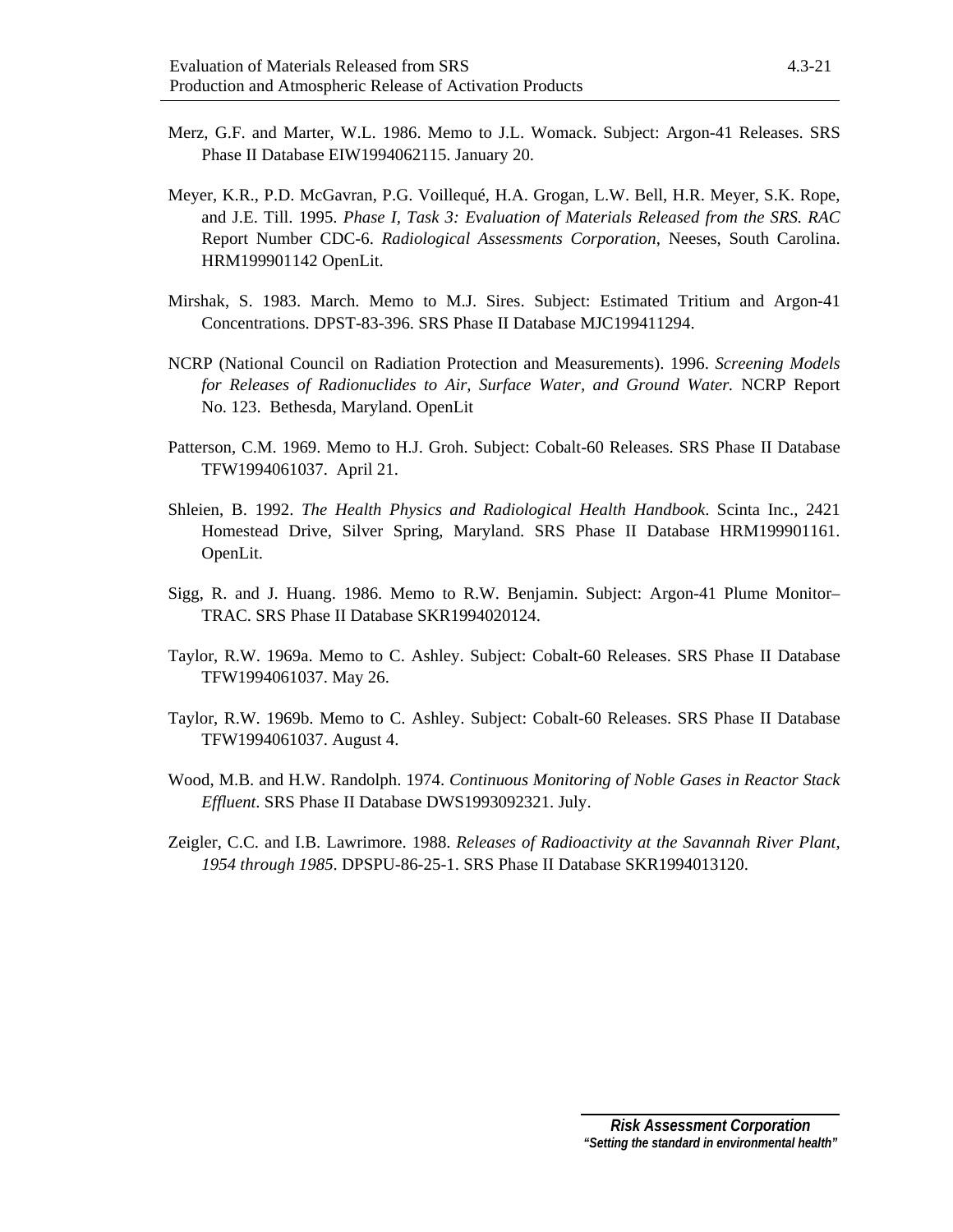Merz, G.F. and Marter, W.L. 1986. Memo to J.L. Womack. Subject: Argon-41 Releases. SRS Phase II Database EIW1994062115. January 20.

Meyer, K.R., P.D. McGavran, P.G. Voillequé, H.A. Grogan, L.W. Bell, H.R. Meyer, S.K. Rope, and J.E. Till. 1995. *Phase I, Task 3: Evaluation of Materials Released from the SRS. RAC* Report Number CDC-6. *Radiological Assessments Corporation*, Neeses, South Carolina. HRM199901142 OpenLit.

Mirshak, S. 1983. March. Memo to M.J. Sires. Subject: Estimated Tritium and Argon-41 Concentrations. DPST-83-396. SRS Phase II Database MJC199411294.

NCRP (National Council on Radiation Protection and Measurements). 1996. *Screening Models for Releases of Radionuclides to Air, Surface Water, and Ground Water.* NCRP Report No. 123. Bethesda, Maryland. OpenLit

Patterson, C.M. 1969. Memo to H.J. Groh. Subject: Cobalt-60 Releases. SRS Phase II Database TFW1994061037. April 21.

Shleien, B. 1992. *The Health Physics and Radiological Health Handbook*. Scinta Inc., 2421 Homestead Drive, Silver Spring, Maryland. SRS Phase II Database HRM199901161. OpenLit.

Sigg, R. and J. Huang. 1986. Memo to R.W. Benjamin. Subject: Argon-41 Plume Monitor–TRAC. SRS Phase II Database SKR1994020124.

Taylor, R.W. 1969a. Memo to C. Ashley. Subject: Cobalt-60 Releases. SRS Phase II Database TFW1994061037. May 26.

Taylor, R.W. 1969b. Memo to C. Ashley. Subject: Cobalt-60 Releases. SRS Phase II Database TFW1994061037. August 4.

Wood, M.B. and H.W. Randolph. 1974. *Continuous Monitoring of Noble Gases in Reactor Stack Effluent*. SRS Phase II Database DWS1993092321. July.

Zeigler, C.C. and I.B. Lawrimore. 1988. *Releases of Radioactivity at the Savannah River Plant, 1954 through 1985*. DPSPU-86-25-1. SRS Phase II Database SKR1994013120.